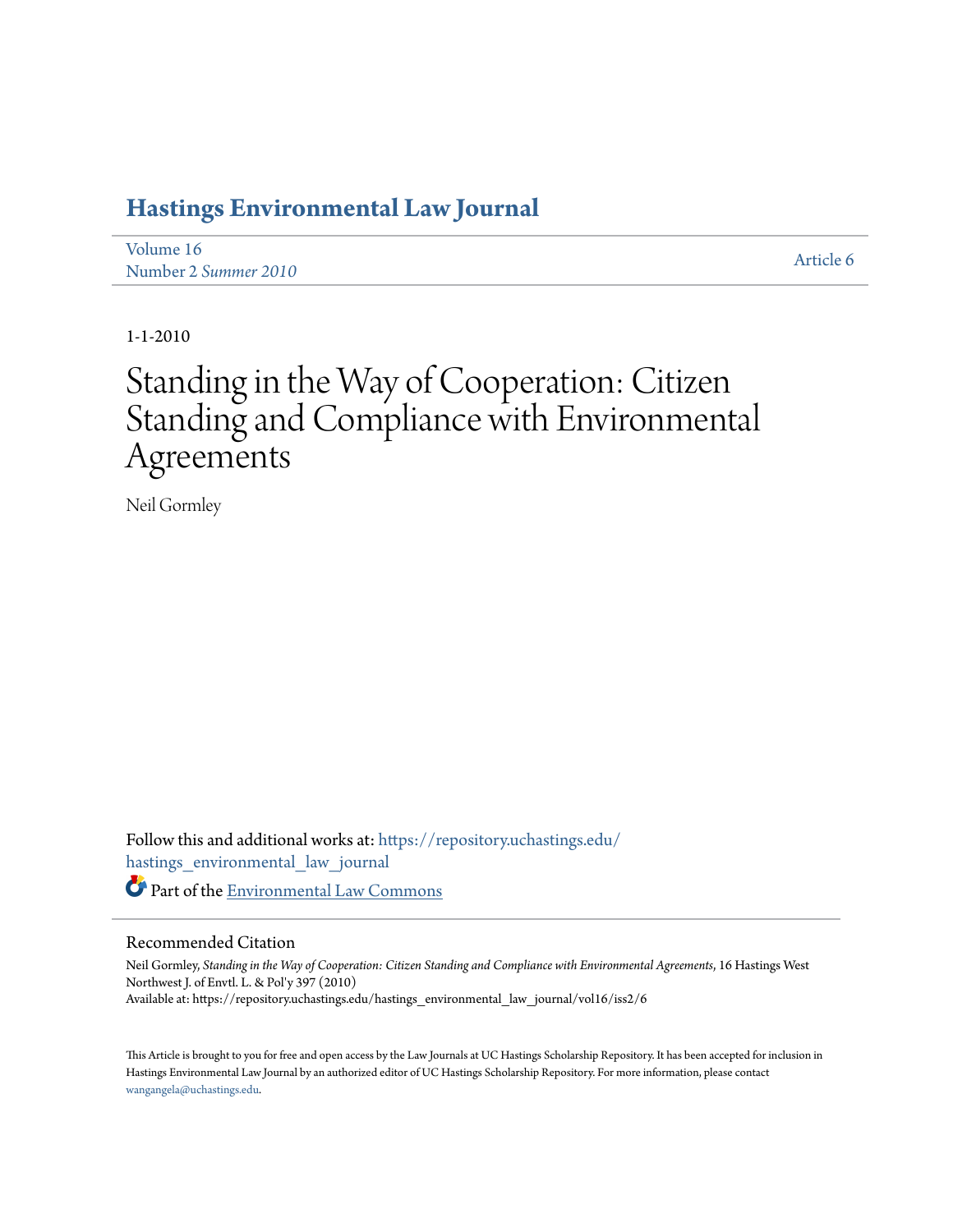# Hastings Environmental Law Journal

Volume 16
Number 2 *Summer 2010*

Article 6

1-1-2010

# Standing in the Way of Cooperation: Citizen Standing and Compliance with Environmental Agreements

Neil Gormley

Follow this and additional works at: https://repository.uchastings.edu/hastings_environmental_law_journal

Part of the Environmental Law Commons

## Recommended Citation

Neil Gormley, *Standing in the Way of Cooperation: Citizen Standing and Compliance with Environmental Agreements*, 16 Hastings West Northwest J. of Envtl. L. & Pol'y 397 (2010)
Available at: https://repository.uchastings.edu/hastings_environmental_law_journal/vol16/iss2/6

This Article is brought to you for free and open access by the Law Journals at UC Hastings Scholarship Repository. It has been accepted for inclusion in Hastings Environmental Law Journal by an authorized editor of UC Hastings Scholarship Repository. For more information, please contact wangangela@uchastings.edu.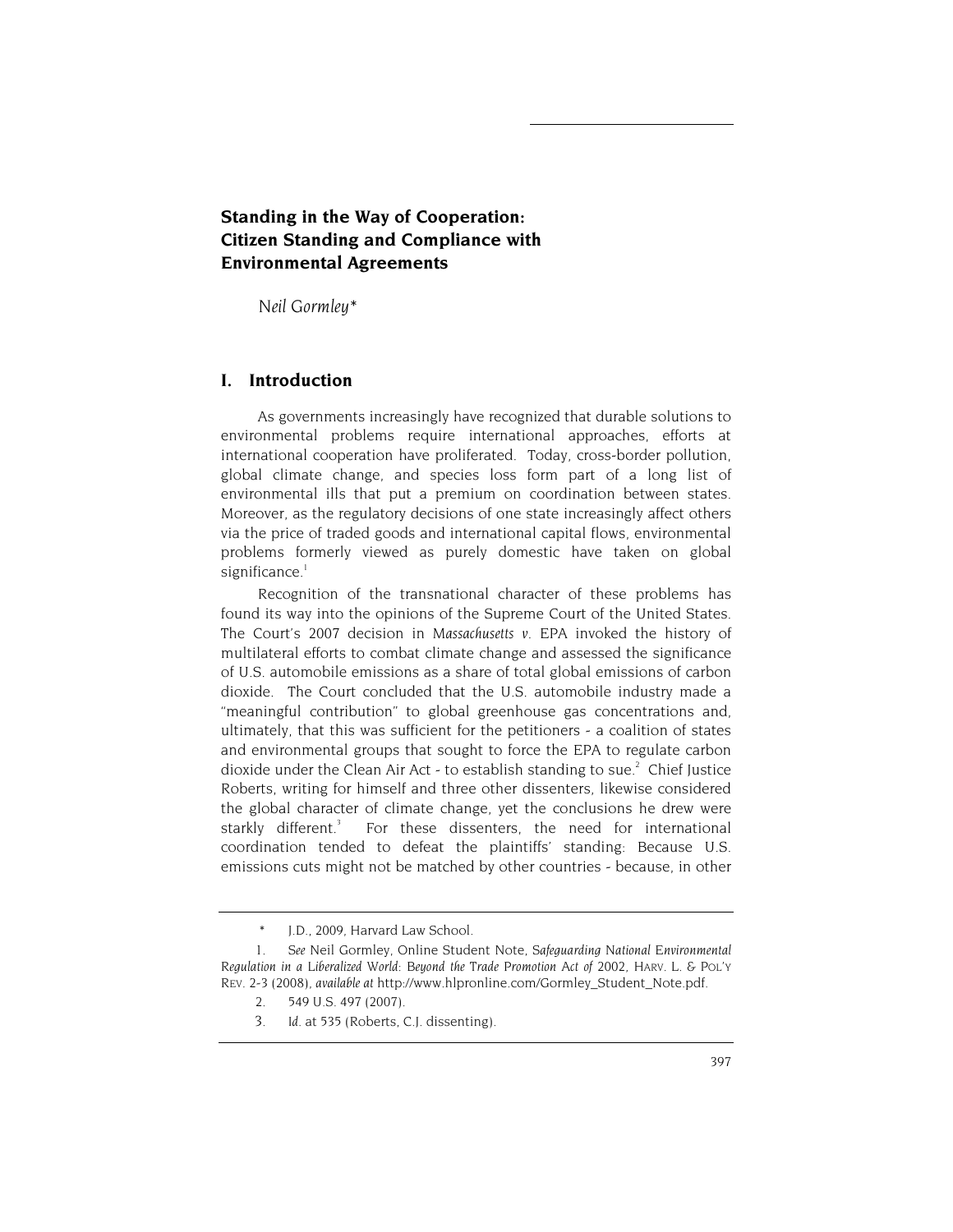# Standing in the Way of Cooperation: Citizen Standing and Compliance with Environmental Agreements

*Neil Gormley\**

## I. Introduction

As governments increasingly have recognized that durable solutions to environmental problems require international approaches, efforts at international cooperation have proliferated. Today, cross-border pollution, global climate change, and species loss form part of a long list of environmental ills that put a premium on coordination between states. Moreover, as the regulatory decisions of one state increasingly affect others via the price of traded goods and international capital flows, environmental problems formerly viewed as purely domestic have taken on global significance.[1]

Recognition of the transnational character of these problems has found its way into the opinions of the Supreme Court of the United States. The Court's 2007 decision in *Massachusetts v.* EPA invoked the history of multilateral efforts to combat climate change and assessed the significance of U.S. automobile emissions as a share of total global emissions of carbon dioxide. The Court concluded that the U.S. automobile industry made a "meaningful contribution" to global greenhouse gas concentrations and, ultimately, that this was sufficient for the petitioners - a coalition of states and environmental groups that sought to force the EPA to regulate carbon dioxide under the Clean Air Act - to establish standing to sue.[2] Chief Justice Roberts, writing for himself and three other dissenters, likewise considered the global character of climate change, yet the conclusions he drew were starkly different.[3] For these dissenters, the need for international coordination tended to defeat the plaintiffs' standing: Because U.S. emissions cuts might not be matched by other countries - because, in other

---

\* J.D., 2009, Harvard Law School.

1. *See* Neil Gormley, Online Student Note, *Safeguarding National Environmental Regulation in a Liberalized World: Beyond the Trade Promotion Act of* 2002, HARV. L. & POL'Y REV. 2-3 (2008), *available at* http://www.hlpronline.com/Gormley_Student_Note.pdf.

2. 549 U.S. 497 (2007).

3. *Id.* at 535 (Roberts, C.J. dissenting).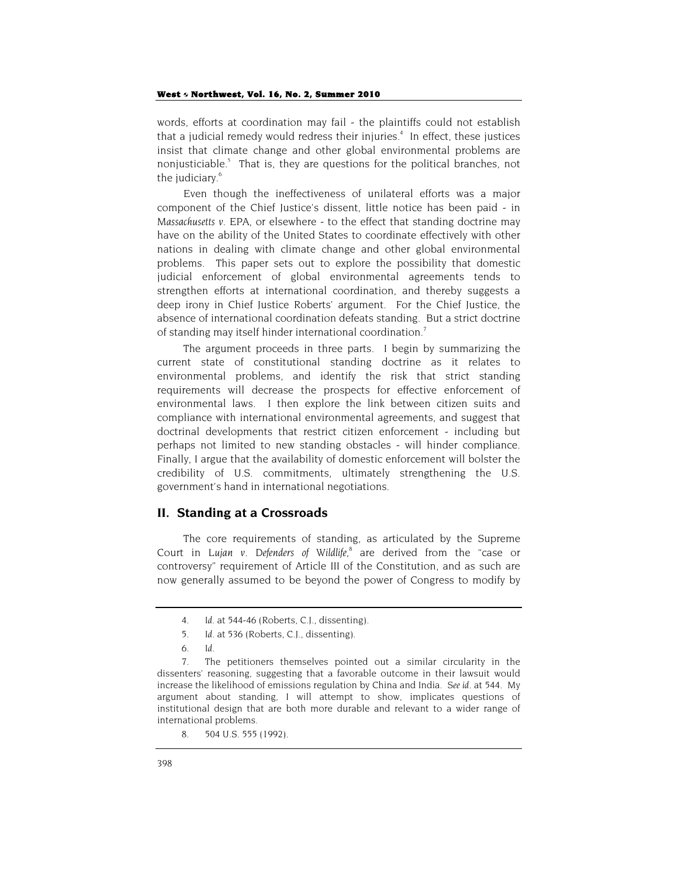words, efforts at coordination may fail - the plaintiffs could not establish that a judicial remedy would redress their injuries.[4] In effect, these justices insist that climate change and other global environmental problems are nonjusticiable.[5] That is, they are questions for the political branches, not the judiciary.[6]

Even though the ineffectiveness of unilateral efforts was a major component of the Chief Justice's dissent, little notice has been paid - in *Massachusetts v. EPA*, or elsewhere - to the effect that standing doctrine may have on the ability of the United States to coordinate effectively with other nations in dealing with climate change and other global environmental problems. This paper sets out to explore the possibility that domestic judicial enforcement of global environmental agreements tends to strengthen efforts at international coordination, and thereby suggests a deep irony in Chief Justice Roberts' argument. For the Chief Justice, the absence of international coordination defeats standing. But a strict doctrine of standing may itself hinder international coordination.[7]

The argument proceeds in three parts. I begin by summarizing the current state of constitutional standing doctrine as it relates to environmental problems, and identify the risk that strict standing requirements will decrease the prospects for effective enforcement of environmental laws. I then explore the link between citizen suits and compliance with international environmental agreements, and suggest that doctrinal developments that restrict citizen enforcement - including but perhaps not limited to new standing obstacles - will hinder compliance. Finally, I argue that the availability of domestic enforcement will bolster the credibility of U.S. commitments, ultimately strengthening the U.S. government's hand in international negotiations.

## II. Standing at a Crossroads

The core requirements of standing, as articulated by the Supreme Court in *Lujan v. Defenders of Wildlife*,[8] are derived from the "case or controversy" requirement of Article III of the Constitution, and as such are now generally assumed to be beyond the power of Congress to modify by

---

4. *Id.* at 544-46 (Roberts, C.J., dissenting).

5. *Id.* at 536 (Roberts, C.J., dissenting).

6. *Id.*

7. The petitioners themselves pointed out a similar circularity in the dissenters' reasoning, suggesting that a favorable outcome in their lawsuit would increase the likelihood of emissions regulation by China and India. *See id.* at 544. My argument about standing, I will attempt to show, implicates questions of institutional design that are both more durable and relevant to a wider range of international problems.

8. 504 U.S. 555 (1992).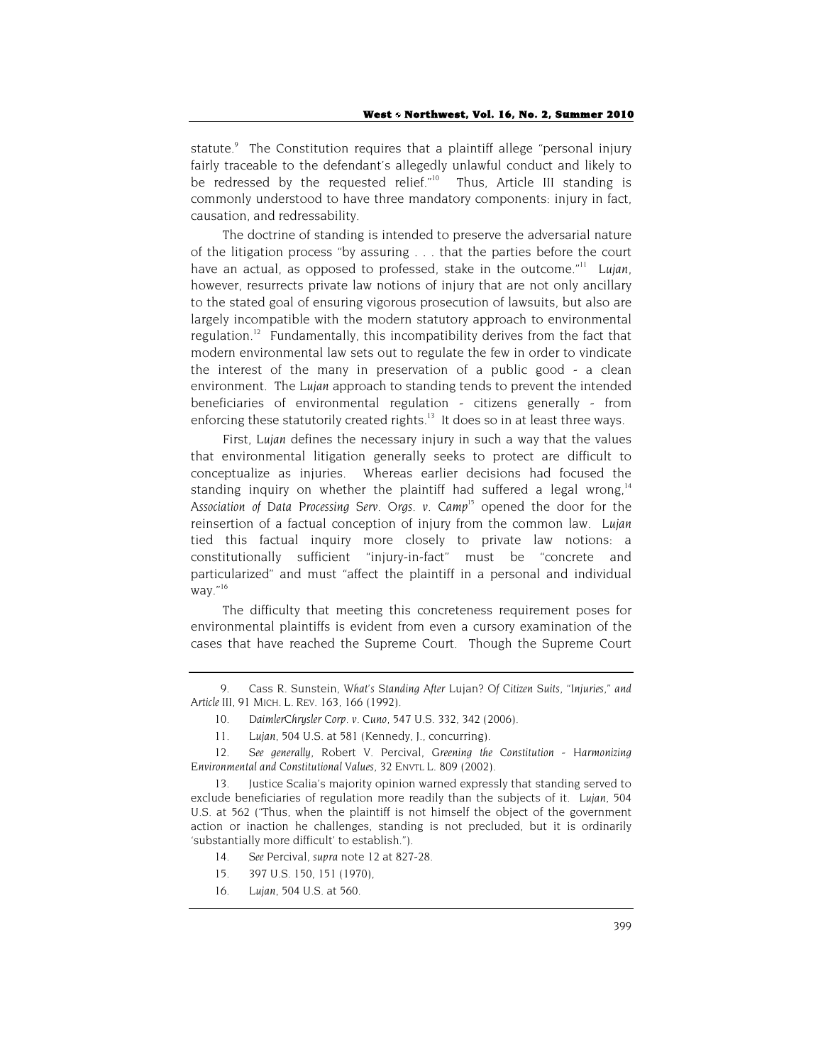statute.[9] The Constitution requires that a plaintiff allege "personal injury fairly traceable to the defendant's allegedly unlawful conduct and likely to be redressed by the requested relief."[10] Thus, Article III standing is commonly understood to have three mandatory components: injury in fact, causation, and redressability.

The doctrine of standing is intended to preserve the adversarial nature of the litigation process "by assuring . . . that the parties before the court have an actual, as opposed to professed, stake in the outcome."[11] *Lujan*, however, resurrects private law notions of injury that are not only ancillary to the stated goal of ensuring vigorous prosecution of lawsuits, but also are largely incompatible with the modern statutory approach to environmental regulation.[12] Fundamentally, this incompatibility derives from the fact that modern environmental law sets out to regulate the few in order to vindicate the interest of the many in preservation of a public good - a clean environment. The *Lujan* approach to standing tends to prevent the intended beneficiaries of environmental regulation - citizens generally - from enforcing these statutorily created rights.[13] It does so in at least three ways.

First, *Lujan* defines the necessary injury in such a way that the values that environmental litigation generally seeks to protect are difficult to conceptualize as injuries. Whereas earlier decisions had focused the standing inquiry on whether the plaintiff had suffered a legal wrong,[14] *Association of Data Processing Serv. Orgs. v. Camp*[15] opened the door for the reinsertion of a factual conception of injury from the common law. *Lujan* tied this factual inquiry more closely to private law notions: a constitutionally sufficient "injury-in-fact" must be "concrete and particularized" and must "affect the plaintiff in a personal and individual way."[16]

The difficulty that meeting this concreteness requirement poses for environmental plaintiffs is evident from even a cursory examination of the cases that have reached the Supreme Court. Though the Supreme Court

---

9. Cass R. Sunstein, *What's Standing After* Lujan? *Of Citizen Suits, "Injuries," and Article* III, 91 MICH. L. REV. 163, 166 (1992).

10. *DaimlerChrysler Corp. v. Cuno*, 547 U.S. 332, 342 (2006).

11. *Lujan*, 504 U.S. at 581 (Kennedy, J., concurring).

12. *See generally*, Robert V. Percival, *Greening the Constitution - Harmonizing Environmental and Constitutional Values*, 32 ENVTL L. 809 (2002).

13. Justice Scalia's majority opinion warned expressly that standing served to exclude beneficiaries of regulation more readily than the subjects of it. *Lujan*, 504 U.S. at 562 ("Thus, when the plaintiff is not himself the object of the government action or inaction he challenges, standing is not precluded, but it is ordinarily 'substantially more difficult' to establish.").

14. *See* Percival, *supra* note 12 at 827-28.

15. 397 U.S. 150, 151 (1970),

16. *Lujan*, 504 U.S. at 560.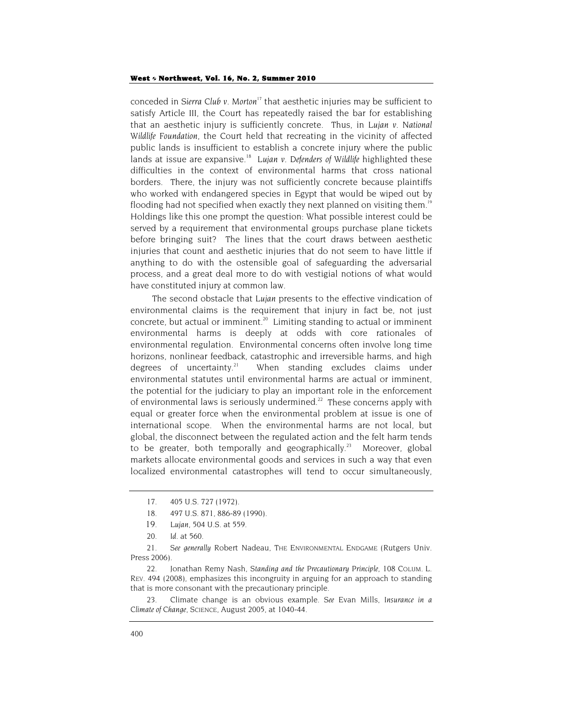conceded in *Sierra Club v. Morton*[17] that aesthetic injuries may be sufficient to satisfy Article III, the Court has repeatedly raised the bar for establishing that an aesthetic injury is sufficiently concrete. Thus, in *Lujan v. National Wildlife Foundation*, the Court held that recreating in the vicinity of affected public lands is insufficient to establish a concrete injury where the public lands at issue are expansive.[18] *Lujan v. Defenders of Wildlife* highlighted these difficulties in the context of environmental harms that cross national borders. There, the injury was not sufficiently concrete because plaintiffs who worked with endangered species in Egypt that would be wiped out by flooding had not specified when exactly they next planned on visiting them.[19] Holdings like this one prompt the question: What possible interest could be served by a requirement that environmental groups purchase plane tickets before bringing suit? The lines that the court draws between aesthetic injuries that count and aesthetic injuries that do not seem to have little if anything to do with the ostensible goal of safeguarding the adversarial process, and a great deal more to do with vestigial notions of what would have constituted injury at common law.

The second obstacle that *Lujan* presents to the effective vindication of environmental claims is the requirement that injury in fact be, not just concrete, but actual or imminent.[20] Limiting standing to actual or imminent environmental harms is deeply at odds with core rationales of environmental regulation. Environmental concerns often involve long time horizons, nonlinear feedback, catastrophic and irreversible harms, and high degrees of uncertainty.[21] When standing excludes claims under environmental statutes until environmental harms are actual or imminent, the potential for the judiciary to play an important role in the enforcement of environmental laws is seriously undermined.[22] These concerns apply with equal or greater force when the environmental problem at issue is one of international scope. When the environmental harms are not local, but global, the disconnect between the regulated action and the felt harm tends to be greater, both temporally and geographically.[23] Moreover, global markets allocate environmental goods and services in such a way that even localized environmental catastrophes will tend to occur simultaneously,

---

17. 405 U.S. 727 (1972).

18. 497 U.S. 871, 886-89 (1990).

19. *Lujan*, 504 U.S. at 559.

20. *Id.* at 560.

21. *See generally* Robert Nadeau, THE ENVIRONMENTAL ENDGAME (Rutgers Univ. Press 2006).

22. Jonathan Remy Nash, *Standing and the Precautionary Principle*, 108 COLUM. L. REV. 494 (2008), emphasizes this incongruity in arguing for an approach to standing that is more consonant with the precautionary principle.

23. Climate change is an obvious example. *See* Evan Mills, *Insurance in a Climate of Change*, SCIENCE, August 2005, at 1040-44.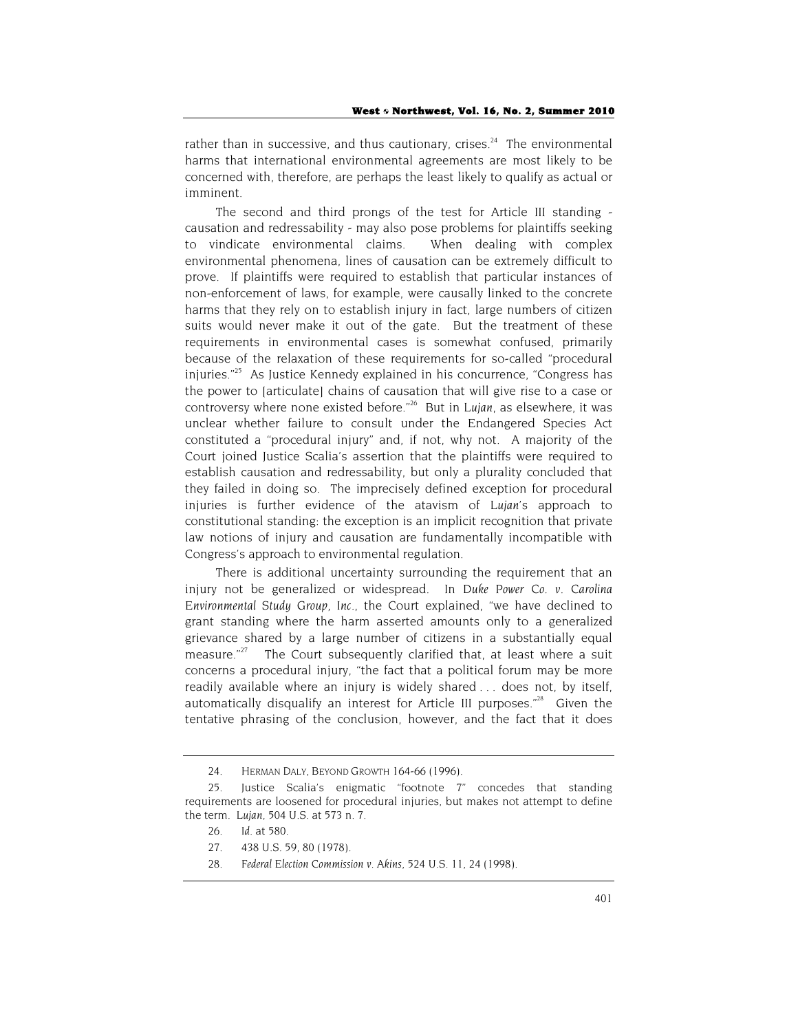rather than in successive, and thus cautionary, crises.[24] The environmental harms that international environmental agreements are most likely to be concerned with, therefore, are perhaps the least likely to qualify as actual or imminent.

The second and third prongs of the test for Article III standing - causation and redressability - may also pose problems for plaintiffs seeking to vindicate environmental claims. When dealing with complex environmental phenomena, lines of causation can be extremely difficult to prove. If plaintiffs were required to establish that particular instances of non-enforcement of laws, for example, were causally linked to the concrete harms that they rely on to establish injury in fact, large numbers of citizen suits would never make it out of the gate. But the treatment of these requirements in environmental cases is somewhat confused, primarily because of the relaxation of these requirements for so-called "procedural injuries."[25] As Justice Kennedy explained in his concurrence, "Congress has the power to [articulate] chains of causation that will give rise to a case or controversy where none existed before."[26] But in *Lujan*, as elsewhere, it was unclear whether failure to consult under the Endangered Species Act constituted a "procedural injury" and, if not, why not. A majority of the Court joined Justice Scalia's assertion that the plaintiffs were required to establish causation and redressability, but only a plurality concluded that they failed in doing so. The imprecisely defined exception for procedural injuries is further evidence of the atavism of *Lujan*'s approach to constitutional standing: the exception is an implicit recognition that private law notions of injury and causation are fundamentally incompatible with Congress's approach to environmental regulation.

There is additional uncertainty surrounding the requirement that an injury not be generalized or widespread. In *Duke Power Co. v. Carolina Environmental Study Group, Inc.*, the Court explained, "we have declined to grant standing where the harm asserted amounts only to a generalized grievance shared by a large number of citizens in a substantially equal measure."[27] The Court subsequently clarified that, at least where a suit concerns a procedural injury, "the fact that a political forum may be more readily available where an injury is widely shared . . . does not, by itself, automatically disqualify an interest for Article III purposes."[28] Given the tentative phrasing of the conclusion, however, and the fact that it does

---

24. HERMAN DALY, BEYOND GROWTH 164-66 (1996).

25. Justice Scalia's enigmatic "footnote 7" concedes that standing requirements are loosened for procedural injuries, but makes not attempt to define the term. *Lujan*, 504 U.S. at 573 n. 7.

26. *Id.* at 580.

27. 438 U.S. 59, 80 (1978).

28. *Federal Election Commission v. Akins*, 524 U.S. 11, 24 (1998).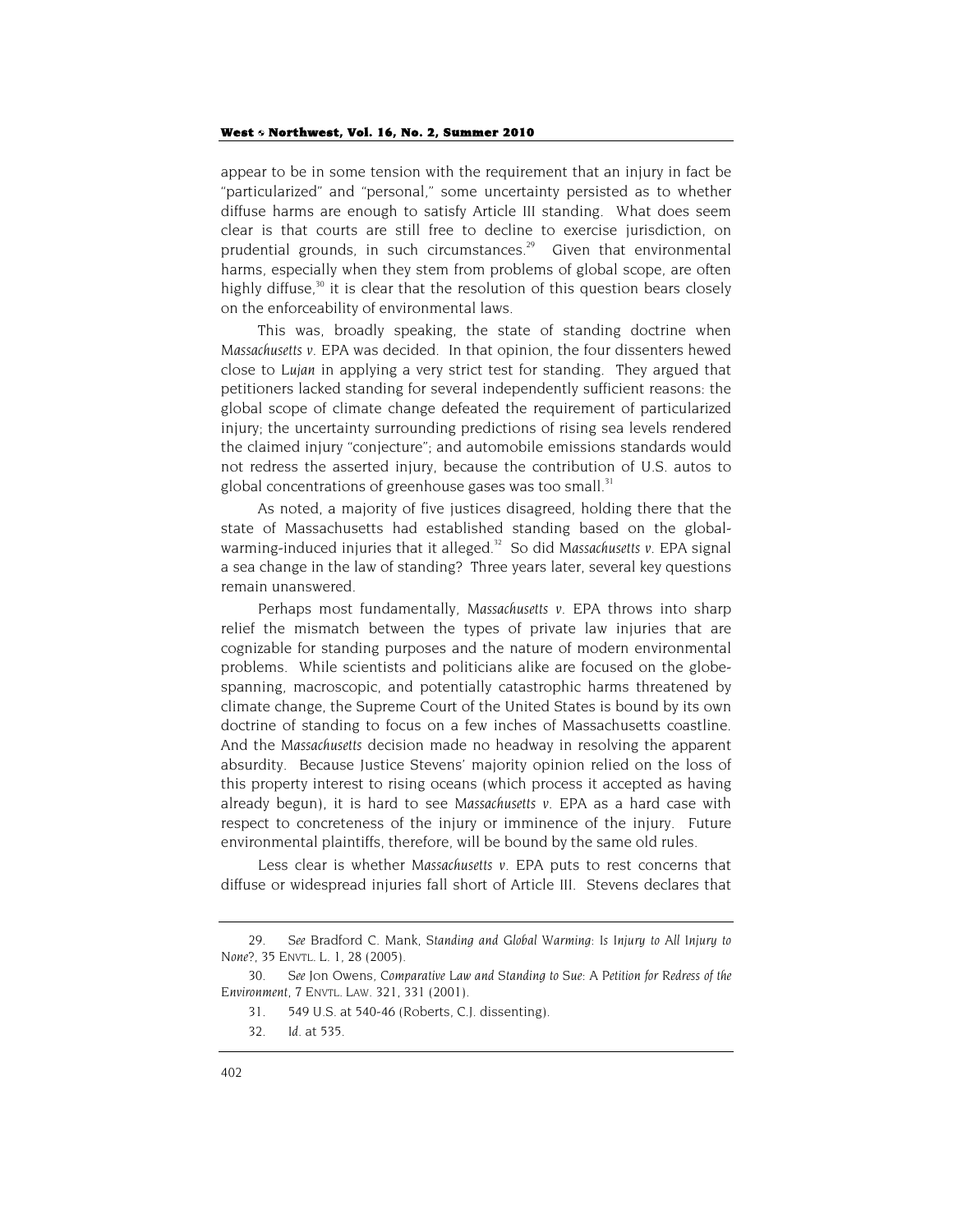appear to be in some tension with the requirement that an injury in fact be "particularized" and "personal," some uncertainty persisted as to whether diffuse harms are enough to satisfy Article III standing. What does seem clear is that courts are still free to decline to exercise jurisdiction, on prudential grounds, in such circumstances.[29] Given that environmental harms, especially when they stem from problems of global scope, are often highly diffuse,[30] it is clear that the resolution of this question bears closely on the enforceability of environmental laws.

This was, broadly speaking, the state of standing doctrine when *Massachusetts v. EPA* was decided. In that opinion, the four dissenters hewed close to *Lujan* in applying a very strict test for standing. They argued that petitioners lacked standing for several independently sufficient reasons: the global scope of climate change defeated the requirement of particularized injury; the uncertainty surrounding predictions of rising sea levels rendered the claimed injury "conjecture"; and automobile emissions standards would not redress the asserted injury, because the contribution of U.S. autos to global concentrations of greenhouse gases was too small.[31]

As noted, a majority of five justices disagreed, holding there that the state of Massachusetts had established standing based on the global-warming-induced injuries that it alleged.[32] So did *Massachusetts v. EPA* signal a sea change in the law of standing? Three years later, several key questions remain unanswered.

Perhaps most fundamentally, *Massachusetts v. EPA* throws into sharp relief the mismatch between the types of private law injuries that are cognizable for standing purposes and the nature of modern environmental problems. While scientists and politicians alike are focused on the globe-spanning, macroscopic, and potentially catastrophic harms threatened by climate change, the Supreme Court of the United States is bound by its own doctrine of standing to focus on a few inches of Massachusetts coastline. And the *Massachusetts* decision made no headway in resolving the apparent absurdity. Because Justice Stevens' majority opinion relied on the loss of this property interest to rising oceans (which process it accepted as having already begun), it is hard to see *Massachusetts v. EPA* as a hard case with respect to concreteness of the injury or imminence of the injury. Future environmental plaintiffs, therefore, will be bound by the same old rules.

Less clear is whether *Massachusetts v. EPA* puts to rest concerns that diffuse or widespread injuries fall short of Article III. Stevens declares that

---

29. *See* Bradford C. Mank, *Standing and Global Warming: Is Injury to All Injury to None?*, 35 ENVTL. L. 1, 28 (2005).

30. *See* Jon Owens, *Comparative Law and Standing to Sue: A Petition for Redress of the Environment*, 7 ENVTL. LAW. 321, 331 (2001).

31. 549 U.S. at 540-46 (Roberts, C.J. dissenting).

32. *Id.* at 535.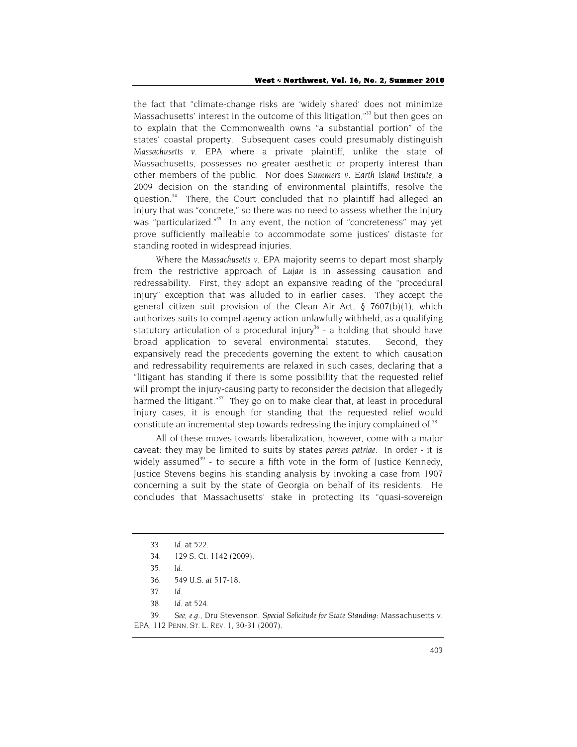the fact that "climate-change risks are 'widely shared' does not minimize Massachusetts' interest in the outcome of this litigation,"[33] but then goes on to explain that the Commonwealth owns "a substantial portion" of the states' coastal property. Subsequent cases could presumably distinguish *Massachusetts v. EPA* where a private plaintiff, unlike the state of Massachusetts, possesses no greater aesthetic or property interest than other members of the public. Nor does *Summers v. Earth Island Institute*, a 2009 decision on the standing of environmental plaintiffs, resolve the question.[34] There, the Court concluded that no plaintiff had alleged an injury that was "concrete," so there was no need to assess whether the injury was "particularized."[35] In any event, the notion of "concreteness" may yet prove sufficiently malleable to accommodate some justices' distaste for standing rooted in widespread injuries.

Where the *Massachusetts v. EPA* majority seems to depart most sharply from the restrictive approach of *Lujan* is in assessing causation and redressability. First, they adopt an expansive reading of the "procedural injury" exception that was alluded to in earlier cases. They accept the general citizen suit provision of the Clean Air Act, § 7607(b)(1), which authorizes suits to compel agency action unlawfully withheld, as a qualifying statutory articulation of a procedural injury[36] - a holding that should have broad application to several environmental statutes. Second, they expansively read the precedents governing the extent to which causation and redressability requirements are relaxed in such cases, declaring that a "litigant has standing if there is some possibility that the requested relief will prompt the injury-causing party to reconsider the decision that allegedly harmed the litigant."[37] They go on to make clear that, at least in procedural injury cases, it is enough for standing that the requested relief would constitute an incremental step towards redressing the injury complained of.[38]

All of these moves towards liberalization, however, come with a major caveat: they may be limited to suits by states *parens patriae*. In order - it is widely assumed[39] - to secure a fifth vote in the form of Justice Kennedy, Justice Stevens begins his standing analysis by invoking a case from 1907 concerning a suit by the state of Georgia on behalf of its residents. He concludes that Massachusetts' stake in protecting its "quasi-sovereign

---

33. *Id.* at 522.

34. 129 S. Ct. 1142 (2009).

35. *Id.*

36. 549 U.S. *at* 517-18.

37. *Id.*

38. *Id.* at 524.

39. *See, e.g.*, Dru Stevenson, *Special Solicitude for State Standing:* Massachusetts v. EPA, 112 PENN. ST. L. REV. 1, 30-31 (2007).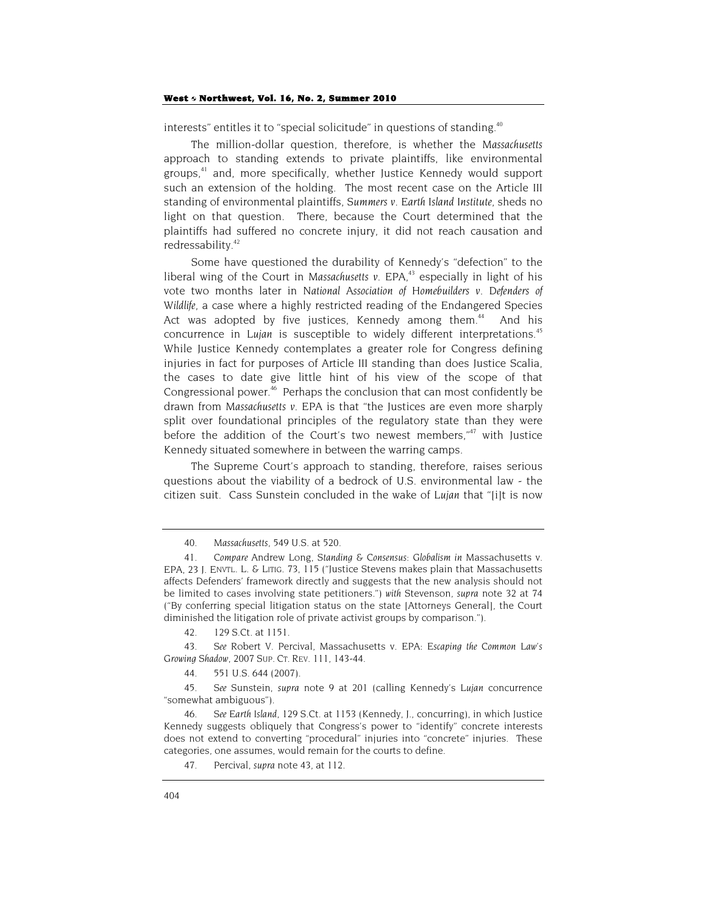interests" entitles it to "special solicitude" in questions of standing.[40]

The million-dollar question, therefore, is whether the *Massachusetts* approach to standing extends to private plaintiffs, like environmental groups,[41] and, more specifically, whether Justice Kennedy would support such an extension of the holding. The most recent case on the Article III standing of environmental plaintiffs, *Summers v. Earth Island Institute*, sheds no light on that question. There, because the Court determined that the plaintiffs had suffered no concrete injury, it did not reach causation and redressability.[42]

Some have questioned the durability of Kennedy's "defection" to the liberal wing of the Court in *Massachusetts v. EPA*,[43] especially in light of his vote two months later in *National Association of Homebuilders v. Defenders of Wildlife*, a case where a highly restricted reading of the Endangered Species Act was adopted by five justices, Kennedy among them.[44] And his concurrence in *Lujan* is susceptible to widely different interpretations.[45] While Justice Kennedy contemplates a greater role for Congress defining injuries in fact for purposes of Article III standing than does Justice Scalia, the cases to date give little hint of his view of the scope of that Congressional power.[46] Perhaps the conclusion that can most confidently be drawn from *Massachusetts v. EPA* is that "the Justices are even more sharply split over foundational principles of the regulatory state than they were before the addition of the Court's two newest members,"[47] with Justice Kennedy situated somewhere in between the warring camps.

The Supreme Court's approach to standing, therefore, raises serious questions about the viability of a bedrock of U.S. environmental law - the citizen suit. Cass Sunstein concluded in the wake of *Lujan* that "[i]t is now

---

40. *Massachusetts*, 549 U.S. at 520.

41. *Compare* Andrew Long, *Standing & Consensus: Globalism in* Massachusetts v. EPA, 23 J. ENVTL. L. & LITIG. 73, 115 ("Justice Stevens makes plain that Massachusetts affects Defenders' framework directly and suggests that the new analysis should not be limited to cases involving state petitioners.") *with* Stevenson, *supra* note 32 at 74 ("By conferring special litigation status on the state [Attorneys General], the Court diminished the litigation role of private activist groups by comparison.").

42. 129 S.Ct. at 1151.

43. *See* Robert V. Percival, Massachusetts v. EPA: *Escaping the Common Law's Growing Shadow*, 2007 SUP. CT. REV. 111, 143-44.

44. 551 U.S. 644 (2007).

45. *See* Sunstein, *supra* note 9 at 201 (calling Kennedy's *Lujan* concurrence "somewhat ambiguous").

46. *See Earth Island*, 129 S.Ct. at 1153 (Kennedy, J., concurring), in which Justice Kennedy suggests obliquely that Congress's power to "identify" concrete interests does not extend to converting "procedural" injuries into "concrete" injuries. These categories, one assumes, would remain for the courts to define.

47. Percival, *supra* note 43, at 112.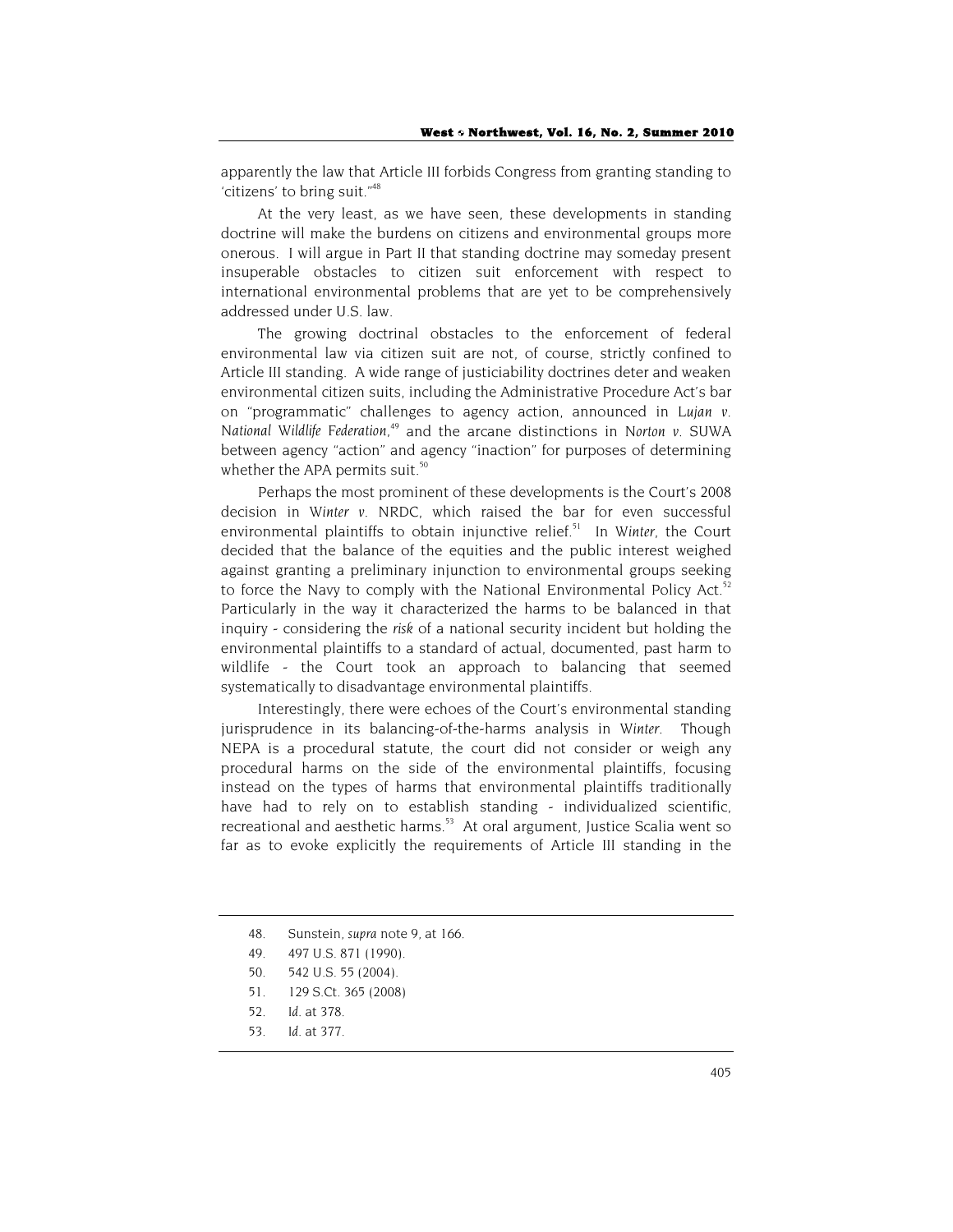apparently the law that Article III forbids Congress from granting standing to 'citizens' to bring suit."[48]

At the very least, as we have seen, these developments in standing doctrine will make the burdens on citizens and environmental groups more onerous. I will argue in Part II that standing doctrine may someday present insuperable obstacles to citizen suit enforcement with respect to international environmental problems that are yet to be comprehensively addressed under U.S. law.

The growing doctrinal obstacles to the enforcement of federal environmental law via citizen suit are not, of course, strictly confined to Article III standing. A wide range of justiciability doctrines deter and weaken environmental citizen suits, including the Administrative Procedure Act's bar on "programmatic" challenges to agency action, announced in *Lujan v. National Wildlife Federation*,[49] and the arcane distinctions in *Norton v. SUWA* between agency "action" and agency "inaction" for purposes of determining whether the APA permits suit.[50]

Perhaps the most prominent of these developments is the Court's 2008 decision in *Winter v. NRDC*, which raised the bar for even successful environmental plaintiffs to obtain injunctive relief.[51] In *Winter*, the Court decided that the balance of the equities and the public interest weighed against granting a preliminary injunction to environmental groups seeking to force the Navy to comply with the National Environmental Policy Act.[52] Particularly in the way it characterized the harms to be balanced in that inquiry - considering the *risk* of a national security incident but holding the environmental plaintiffs to a standard of actual, documented, past harm to wildlife - the Court took an approach to balancing that seemed systematically to disadvantage environmental plaintiffs.

Interestingly, there were echoes of the Court's environmental standing jurisprudence in its balancing-of-the-harms analysis in *Winter*. Though NEPA is a procedural statute, the court did not consider or weigh any procedural harms on the side of the environmental plaintiffs, focusing instead on the types of harms that environmental plaintiffs traditionally have had to rely on to establish standing - individualized scientific, recreational and aesthetic harms.[53] At oral argument, Justice Scalia went so far as to evoke explicitly the requirements of Article III standing in the

---

48. Sunstein, *supra* note 9, at 166.
49. 497 U.S. 871 (1990).
50. 542 U.S. 55 (2004).
51. 129 S.Ct. 365 (2008)
52. *Id*. at 378.
53. *Id*. at 377.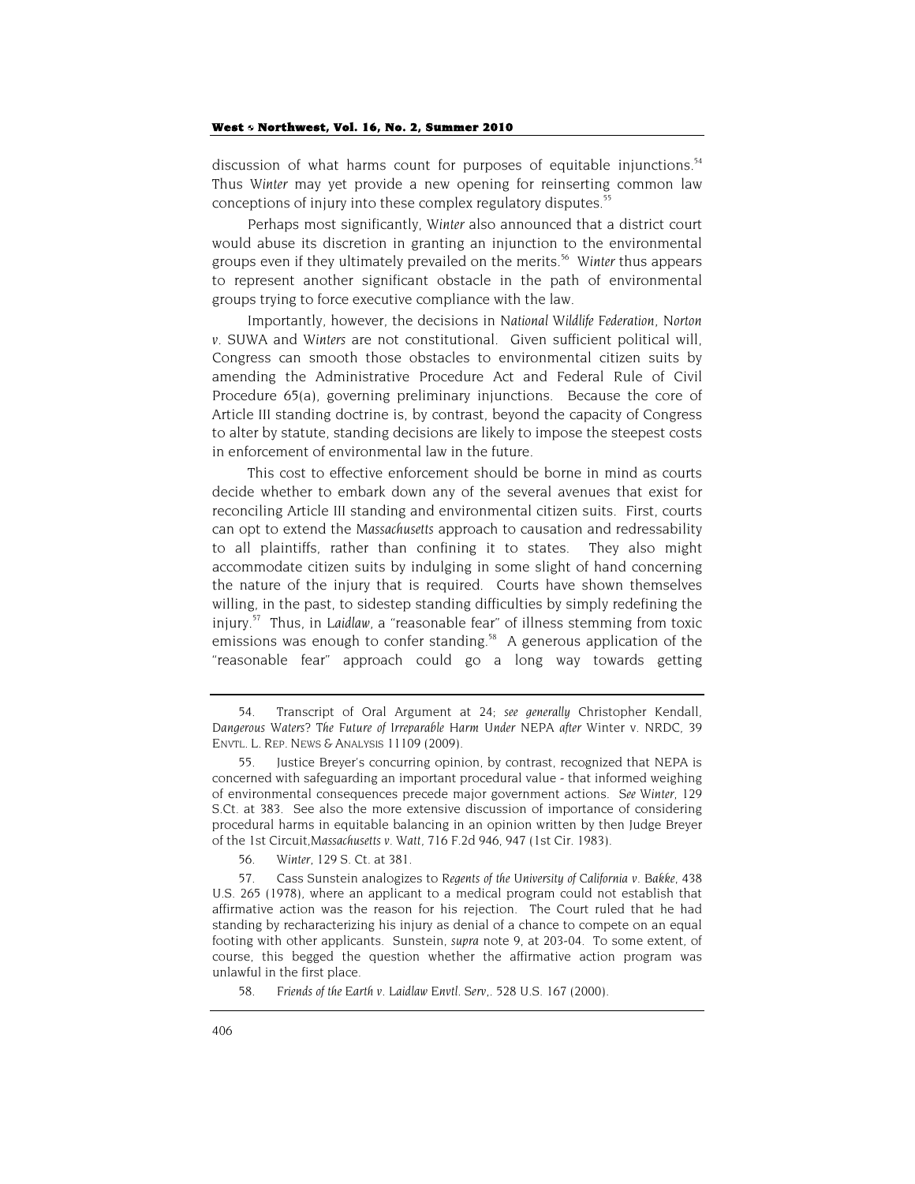discussion of what harms count for purposes of equitable injunctions.[54] Thus *Winter* may yet provide a new opening for reinserting common law conceptions of injury into these complex regulatory disputes.[55]

Perhaps most significantly, *Winter* also announced that a district court would abuse its discretion in granting an injunction to the environmental groups even if they ultimately prevailed on the merits.[56] *Winter* thus appears to represent another significant obstacle in the path of environmental groups trying to force executive compliance with the law.

Importantly, however, the decisions in *National Wildlife Federation*, *Norton v. SUWA* and *Winters* are not constitutional. Given sufficient political will, Congress can smooth those obstacles to environmental citizen suits by amending the Administrative Procedure Act and Federal Rule of Civil Procedure 65(a), governing preliminary injunctions. Because the core of Article III standing doctrine is, by contrast, beyond the capacity of Congress to alter by statute, standing decisions are likely to impose the steepest costs in enforcement of environmental law in the future.

This cost to effective enforcement should be borne in mind as courts decide whether to embark down any of the several avenues that exist for reconciling Article III standing and environmental citizen suits. First, courts can opt to extend the *Massachusetts* approach to causation and redressability to all plaintiffs, rather than confining it to states. They also might accommodate citizen suits by indulging in some slight of hand concerning the nature of the injury that is required. Courts have shown themselves willing, in the past, to sidestep standing difficulties by simply redefining the injury.[57] Thus, in *Laidlaw*, a "reasonable fear" of illness stemming from toxic emissions was enough to confer standing.[58] A generous application of the "reasonable fear" approach could go a long way towards getting

---

54. Transcript of Oral Argument at 24; *see generally* Christopher Kendall, *Dangerous Waters? The Future of Irreparable Harm Under NEPA after* Winter v. NRDC, 39 ENVTL. L. REP. NEWS & ANALYSIS 11109 (2009).

55. Justice Breyer's concurring opinion, by contrast, recognized that NEPA is concerned with safeguarding an important procedural value - that informed weighing of environmental consequences precede major government actions. *See Winter*, 129 S.Ct. at 383. See also the more extensive discussion of importance of considering procedural harms in equitable balancing in an opinion written by then Judge Breyer of the 1st Circuit,*Massachusetts v. Watt*, 716 F.2d 946, 947 (1st Cir. 1983).

56. *Winter*, 129 S. Ct. at 381.

57. Cass Sunstein analogizes to *Regents of the University of California v. Bakke*, 438 U.S. 265 (1978), where an applicant to a medical program could not establish that affirmative action was the reason for his rejection. The Court ruled that he had standing by recharacterizing his injury as denial of a chance to compete on an equal footing with other applicants. Sunstein, *supra* note 9, at 203-04. To some extent, of course, this begged the question whether the affirmative action program was unlawful in the first place.

58. *Friends of the Earth v. Laidlaw Envtl. Serv*,. 528 U.S. 167 (2000).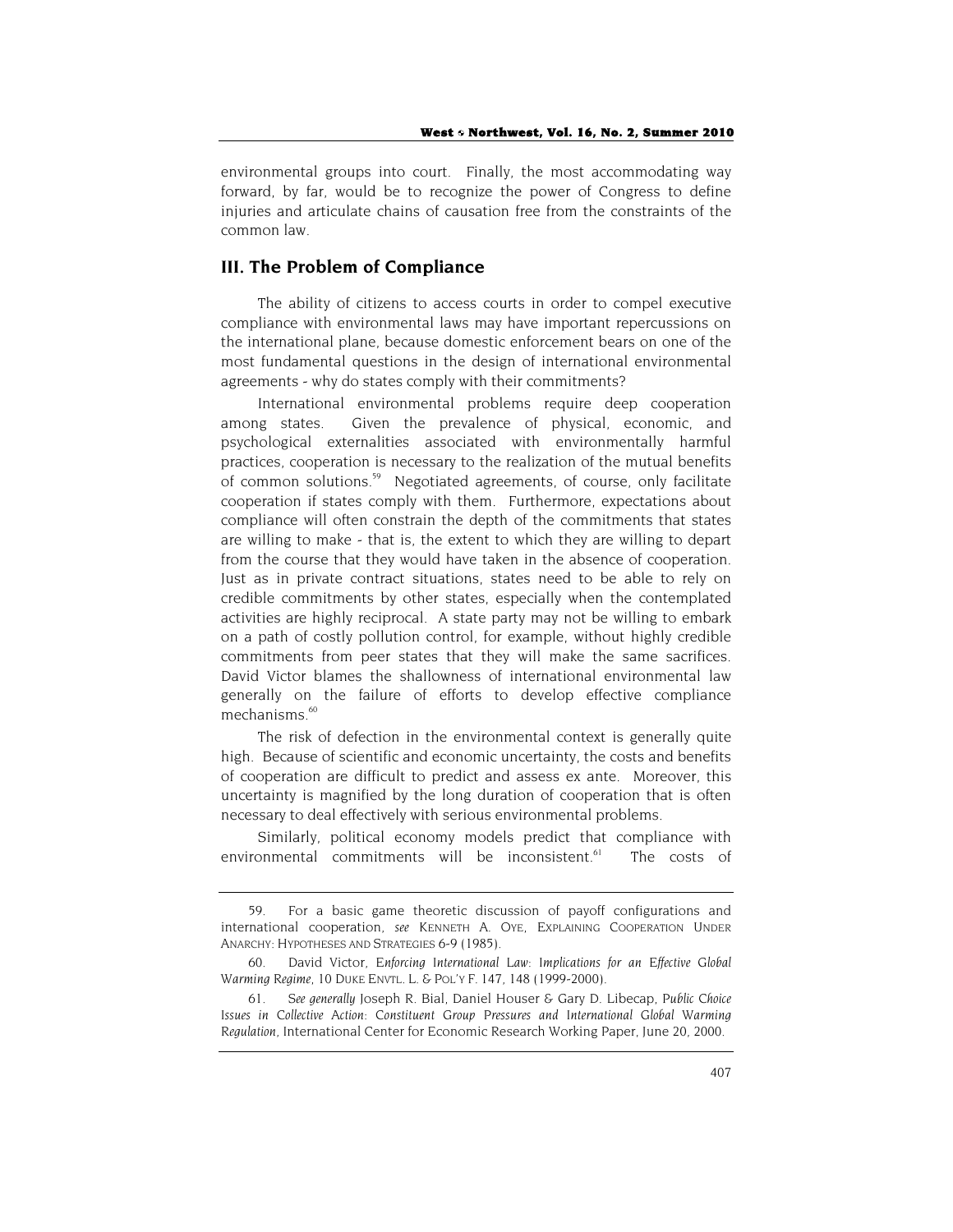environmental groups into court. Finally, the most accommodating way forward, by far, would be to recognize the power of Congress to define injuries and articulate chains of causation free from the constraints of the common law.

## III. The Problem of Compliance

The ability of citizens to access courts in order to compel executive compliance with environmental laws may have important repercussions on the international plane, because domestic enforcement bears on one of the most fundamental questions in the design of international environmental agreements - why do states comply with their commitments?

International environmental problems require deep cooperation among states. Given the prevalence of physical, economic, and psychological externalities associated with environmentally harmful practices, cooperation is necessary to the realization of the mutual benefits of common solutions.[59] Negotiated agreements, of course, only facilitate cooperation if states comply with them. Furthermore, expectations about compliance will often constrain the depth of the commitments that states are willing to make - that is, the extent to which they are willing to depart from the course that they would have taken in the absence of cooperation. Just as in private contract situations, states need to be able to rely on credible commitments by other states, especially when the contemplated activities are highly reciprocal. A state party may not be willing to embark on a path of costly pollution control, for example, without highly credible commitments from peer states that they will make the same sacrifices. David Victor blames the shallowness of international environmental law generally on the failure of efforts to develop effective compliance mechanisms.[60]

The risk of defection in the environmental context is generally quite high. Because of scientific and economic uncertainty, the costs and benefits of cooperation are difficult to predict and assess ex ante. Moreover, this uncertainty is magnified by the long duration of cooperation that is often necessary to deal effectively with serious environmental problems.

Similarly, political economy models predict that compliance with environmental commitments will be inconsistent.[61] The costs of

---

59. For a basic game theoretic discussion of payoff configurations and international cooperation, *see* KENNETH A. OYE, EXPLAINING COOPERATION UNDER ANARCHY: HYPOTHESES AND STRATEGIES 6-9 (1985).

60. David Victor, *Enforcing International Law: Implications for an Effective Global Warming Regime*, 10 DUKE ENVTL. L. & POL'Y F. 147, 148 (1999-2000).

61. *See generally* Joseph R. Bial, Daniel Houser & Gary D. Libecap, *Public Choice Issues in Collective Action: Constituent Group Pressures and International Global Warming Regulation*, International Center for Economic Research Working Paper, June 20, 2000.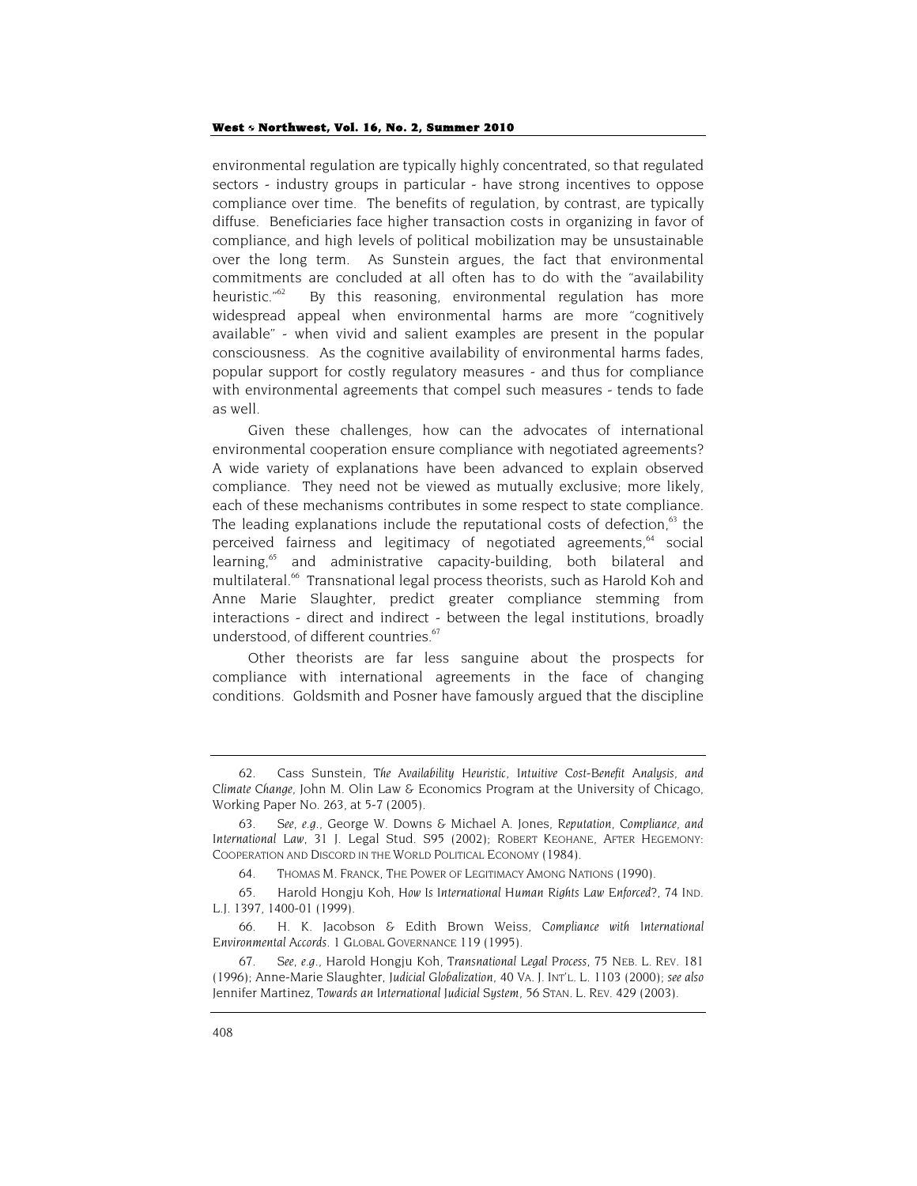environmental regulation are typically highly concentrated, so that regulated sectors - industry groups in particular - have strong incentives to oppose compliance over time. The benefits of regulation, by contrast, are typically diffuse. Beneficiaries face higher transaction costs in organizing in favor of compliance, and high levels of political mobilization may be unsustainable over the long term. As Sunstein argues, the fact that environmental commitments are concluded at all often has to do with the "availability heuristic."[62] By this reasoning, environmental regulation has more widespread appeal when environmental harms are more "cognitively available" - when vivid and salient examples are present in the popular consciousness. As the cognitive availability of environmental harms fades, popular support for costly regulatory measures - and thus for compliance with environmental agreements that compel such measures - tends to fade as well.

Given these challenges, how can the advocates of international environmental cooperation ensure compliance with negotiated agreements? A wide variety of explanations have been advanced to explain observed compliance. They need not be viewed as mutually exclusive; more likely, each of these mechanisms contributes in some respect to state compliance. The leading explanations include the reputational costs of defection,[63] the perceived fairness and legitimacy of negotiated agreements,[64] social learning,[65] and administrative capacity-building, both bilateral and multilateral.[66] Transnational legal process theorists, such as Harold Koh and Anne Marie Slaughter, predict greater compliance stemming from interactions - direct and indirect - between the legal institutions, broadly understood, of different countries.[67]

Other theorists are far less sanguine about the prospects for compliance with international agreements in the face of changing conditions. Goldsmith and Posner have famously argued that the discipline

---

62. Cass Sunstein, *The Availability Heuristic, Intuitive Cost-Benefit Analysis, and Climate Change*, John M. Olin Law & Economics Program at the University of Chicago, Working Paper No. 263, at 5-7 (2005).

63. *See, e.g.*, George W. Downs & Michael A. Jones, *Reputation, Compliance, and International Law*, 31 J. Legal Stud. S95 (2002); ROBERT KEOHANE, AFTER HEGEMONY: COOPERATION AND DISCORD IN THE WORLD POLITICAL ECONOMY (1984).

64. THOMAS M. FRANCK, THE POWER OF LEGITIMACY AMONG NATIONS (1990).

65. Harold Hongju Koh, *How Is International Human Rights Law Enforced?*, 74 IND. L.J. 1397, 1400-01 (1999).

66. H. K. Jacobson & Edith Brown Weiss, *Compliance with International Environmental Accords*. 1 GLOBAL GOVERNANCE 119 (1995).

67. *See, e.g.*, Harold Hongju Koh, *Transnational Legal Process*, 75 NEB. L. REV. 181 (1996); Anne-Marie Slaughter, *Judicial Globalization*, 40 VA. J. INT'L. L. 1103 (2000); *see also* Jennifer Martinez, *Towards an International Judicial System*, 56 STAN. L. REV. 429 (2003).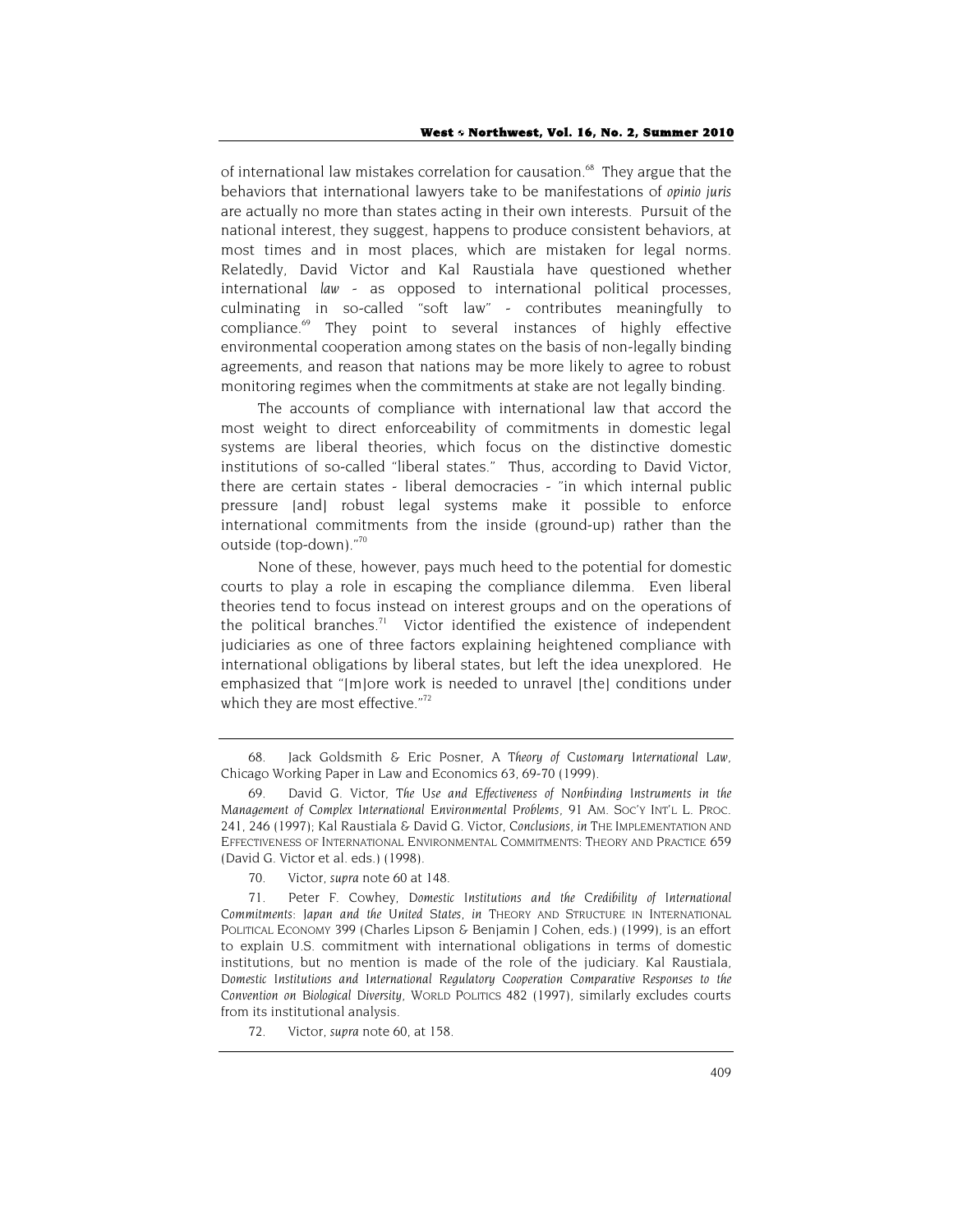of international law mistakes correlation for causation.[68] They argue that the behaviors that international lawyers take to be manifestations of *opinio juris* are actually no more than states acting in their own interests. Pursuit of the national interest, they suggest, happens to produce consistent behaviors, at most times and in most places, which are mistaken for legal norms. Relatedly, David Victor and Kal Raustiala have questioned whether international *law* - as opposed to international political processes, culminating in so-called "soft law" - contributes meaningfully to compliance.[69] They point to several instances of highly effective environmental cooperation among states on the basis of non-legally binding agreements, and reason that nations may be more likely to agree to robust monitoring regimes when the commitments at stake are not legally binding.

The accounts of compliance with international law that accord the most weight to direct enforceability of commitments in domestic legal systems are liberal theories, which focus on the distinctive domestic institutions of so-called "liberal states." Thus, according to David Victor, there are certain states - liberal democracies - "in which internal public pressure [and] robust legal systems make it possible to enforce international commitments from the inside (ground-up) rather than the outside (top-down)."[70]

None of these, however, pays much heed to the potential for domestic courts to play a role in escaping the compliance dilemma. Even liberal theories tend to focus instead on interest groups and on the operations of the political branches.[71] Victor identified the existence of independent judiciaries as one of three factors explaining heightened compliance with international obligations by liberal states, but left the idea unexplored. He emphasized that "[m]ore work is needed to unravel [the] conditions under which they are most effective."[72]

---

68. Jack Goldsmith & Eric Posner, *A Theory of Customary International Law*, Chicago Working Paper in Law and Economics 63, 69-70 (1999).

69. David G. Victor, *The Use and Effectiveness of Nonbinding Instruments in the Management of Complex International Environmental Problems*, 91 AM. SOC'Y INT'L L. PROC. 241, 246 (1997); Kal Raustiala & David G. Victor, *Conclusions*, *in* THE IMPLEMENTATION AND EFFECTIVENESS OF INTERNATIONAL ENVIRONMENTAL COMMITMENTS: THEORY AND PRACTICE 659 (David G. Victor et al. eds.) (1998).

70. Victor, *supra* note 60 at 148.

71. Peter F. Cowhey, *Domestic Institutions and the Credibility of International Commitments: Japan and the United States*, *in* THEORY AND STRUCTURE IN INTERNATIONAL POLITICAL ECONOMY 399 (Charles Lipson & Benjamin J Cohen, eds.) (1999), is an effort to explain U.S. commitment with international obligations in terms of domestic institutions, but no mention is made of the role of the judiciary. Kal Raustiala, *Domestic Institutions and International Regulatory Cooperation Comparative Responses to the Convention on Biological Diversity*, WORLD POLITICS 482 (1997), similarly excludes courts from its institutional analysis.

72. Victor, *supra* note 60, at 158.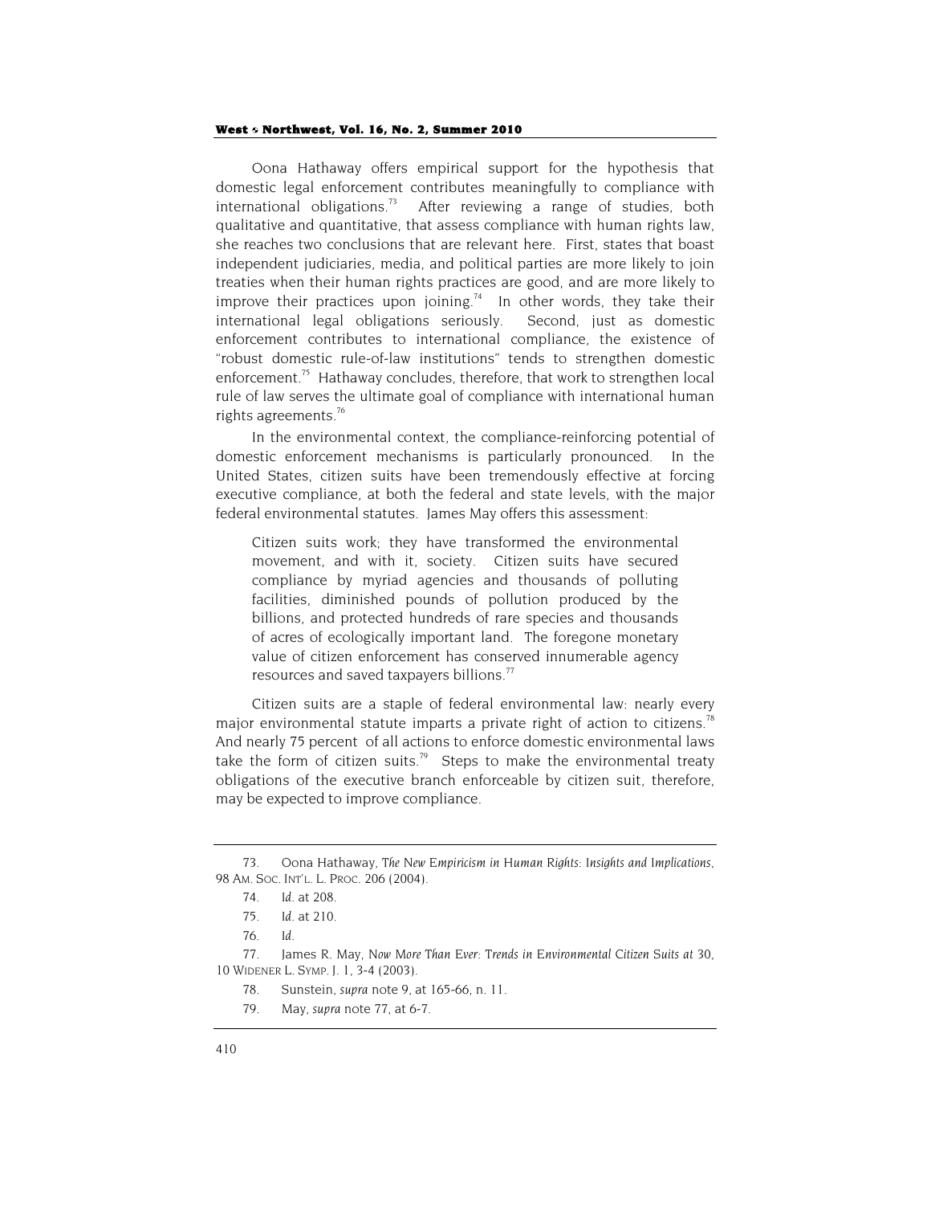Oona Hathaway offers empirical support for the hypothesis that domestic legal enforcement contributes meaningfully to compliance with international obligations.[73] After reviewing a range of studies, both qualitative and quantitative, that assess compliance with human rights law, she reaches two conclusions that are relevant here. First, states that boast independent judiciaries, media, and political parties are more likely to join treaties when their human rights practices are good, and are more likely to improve their practices upon joining.[74] In other words, they take their international legal obligations seriously. Second, just as domestic enforcement contributes to international compliance, the existence of "robust domestic rule-of-law institutions" tends to strengthen domestic enforcement.[75] Hathaway concludes, therefore, that work to strengthen local rule of law serves the ultimate goal of compliance with international human rights agreements.[76]

In the environmental context, the compliance-reinforcing potential of domestic enforcement mechanisms is particularly pronounced. In the United States, citizen suits have been tremendously effective at forcing executive compliance, at both the federal and state levels, with the major federal environmental statutes. James May offers this assessment:

> Citizen suits work; they have transformed the environmental movement, and with it, society. Citizen suits have secured compliance by myriad agencies and thousands of polluting facilities, diminished pounds of pollution produced by the billions, and protected hundreds of rare species and thousands of acres of ecologically important land. The foregone monetary value of citizen enforcement has conserved innumerable agency resources and saved taxpayers billions.[77]

Citizen suits are a staple of federal environmental law: nearly every major environmental statute imparts a private right of action to citizens.[78] And nearly 75 percent of all actions to enforce domestic environmental laws take the form of citizen suits.[79] Steps to make the environmental treaty obligations of the executive branch enforceable by citizen suit, therefore, may be expected to improve compliance.

---

73. Oona Hathaway, *The New Empiricism in Human Rights: Insights and Implications*, 98 AM. SOC. INT'L. L. PROC. 206 (2004).

74. *Id.* at 208.

75. *Id.* at 210.

76. *Id.*

77. James R. May, *Now More Than Ever: Trends in Environmental Citizen Suits at 30*, 10 WIDENER L. SYMP. J. 1, 3-4 (2003).

78. Sunstein, *supra* note 9, at 165-66, n. 11.

79. May, *supra* note 77, at 6-7.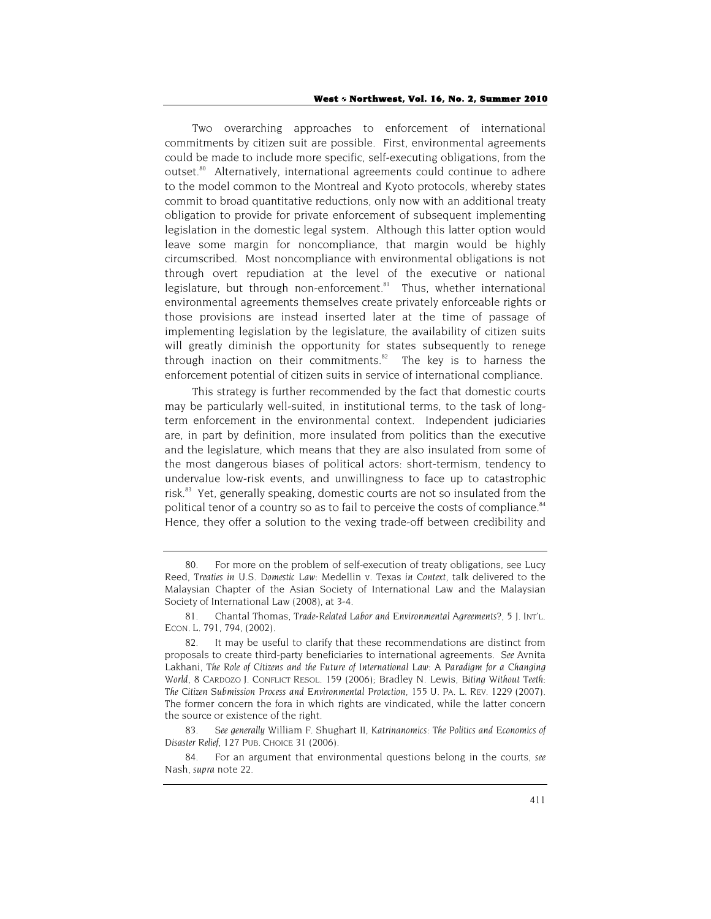Two overarching approaches to enforcement of international commitments by citizen suit are possible. First, environmental agreements could be made to include more specific, self-executing obligations, from the outset.[80] Alternatively, international agreements could continue to adhere to the model common to the Montreal and Kyoto protocols, whereby states commit to broad quantitative reductions, only now with an additional treaty obligation to provide for private enforcement of subsequent implementing legislation in the domestic legal system. Although this latter option would leave some margin for noncompliance, that margin would be highly circumscribed. Most noncompliance with environmental obligations is not through overt repudiation at the level of the executive or national legislature, but through non-enforcement.[81] Thus, whether international environmental agreements themselves create privately enforceable rights or those provisions are instead inserted later at the time of passage of implementing legislation by the legislature, the availability of citizen suits will greatly diminish the opportunity for states subsequently to renege through inaction on their commitments.[82] The key is to harness the enforcement potential of citizen suits in service of international compliance.

This strategy is further recommended by the fact that domestic courts may be particularly well-suited, in institutional terms, to the task of long-term enforcement in the environmental context. Independent judiciaries are, in part by definition, more insulated from politics than the executive and the legislature, which means that they are also insulated from some of the most dangerous biases of political actors: short-termism, tendency to undervalue low-risk events, and unwillingness to face up to catastrophic risk.[83] Yet, generally speaking, domestic courts are not so insulated from the political tenor of a country so as to fail to perceive the costs of compliance.[84] Hence, they offer a solution to the vexing trade-off between credibility and

---

80. For more on the problem of self-execution of treaty obligations, see Lucy Reed, *Treaties in* U.S. *Domestic Law*: Medellin v. Texas *in Context*, talk delivered to the Malaysian Chapter of the Asian Society of International Law and the Malaysian Society of International Law (2008), at 3-4.

81. Chantal Thomas, *Trade-Related Labor and Environmental Agreements?*, 5 J. INT'L. ECON. L. 791, 794, (2002).

82. It may be useful to clarify that these recommendations are distinct from proposals to create third-party beneficiaries to international agreements. *See* Avnita Lakhani, *The Role of Citizens and the Future of International Law: A Paradigm for a Changing World*, 8 CARDOZO J. CONFLICT RESOL. 159 (2006); Bradley N. Lewis, *Biting Without Teeth: The Citizen Submission Process and Environmental Protection*, 155 U. PA. L. REV. 1229 (2007). The former concern the fora in which rights are vindicated, while the latter concern the source or existence of the right.

83. *See generally* William F. Shughart II, *Katrinanomics: The Politics and Economics of Disaster Relief*, 127 PUB. CHOICE 31 (2006).

84. For an argument that environmental questions belong in the courts, *see* Nash, *supra* note 22.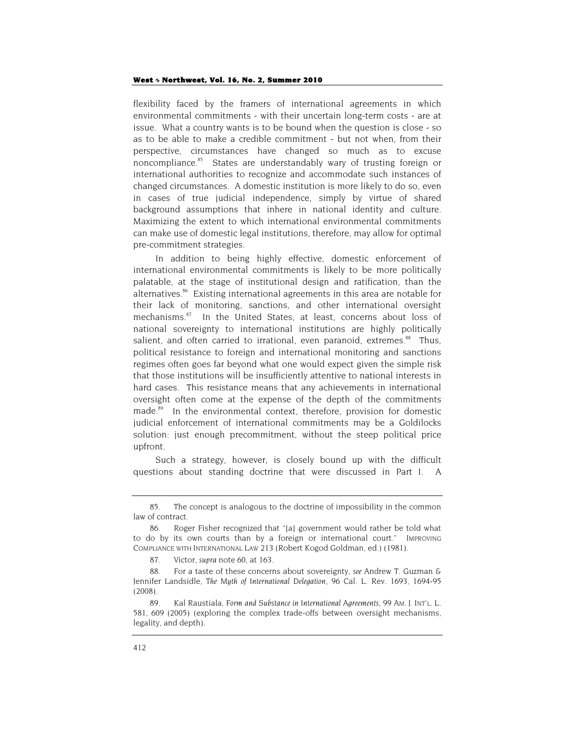flexibility faced by the framers of international agreements in which environmental commitments - with their uncertain long-term costs - are at issue. What a country wants is to be bound when the question is close - so as to be able to make a credible commitment - but not when, from their perspective, circumstances have changed so much as to excuse noncompliance.[85] States are understandably wary of trusting foreign or international authorities to recognize and accommodate such instances of changed circumstances. A domestic institution is more likely to do so, even in cases of true judicial independence, simply by virtue of shared background assumptions that inhere in national identity and culture. Maximizing the extent to which international environmental commitments can make use of domestic legal institutions, therefore, may allow for optimal pre-commitment strategies.

In addition to being highly effective, domestic enforcement of international environmental commitments is likely to be more politically palatable, at the stage of institutional design and ratification, than the alternatives.[86] Existing international agreements in this area are notable for their lack of monitoring, sanctions, and other international oversight mechanisms.[87] In the United States, at least, concerns about loss of national sovereignty to international institutions are highly politically salient, and often carried to irrational, even paranoid, extremes.[88] Thus, political resistance to foreign and international monitoring and sanctions regimes often goes far beyond what one would expect given the simple risk that those institutions will be insufficiently attentive to national interests in hard cases. This resistance means that any achievements in international oversight often come at the expense of the depth of the commitments made.[89] In the environmental context, therefore, provision for domestic judicial enforcement of international commitments may be a Goldilocks solution: just enough precommitment, without the steep political price upfront.

Such a strategy, however, is closely bound up with the difficult questions about standing doctrine that were discussed in Part I. A

---

85. The concept is analogous to the doctrine of impossibility in the common law of contract.

86. Roger Fisher recognized that "[a] government would rather be told what to do by its own courts than by a foreign or international court." IMPROVING COMPLIANCE WITH INTERNATIONAL LAW 213 (Robert Kogod Goldman, ed.) (1981).

87. Victor, *supra* note 60, at 163.

88. For a taste of these concerns about sovereignty, *see* Andrew T. Guzman & Jennifer Landsidle, *The Myth of International Delegation*, 96 Cal. L. Rev. 1693, 1694-95 (2008).

89. Kal Raustiala, *Form and Substance in International Agreements*, 99 AM. J. INT'L. L. 581, 609 (2005) (exploring the complex trade-offs between oversight mechanisms, legality, and depth).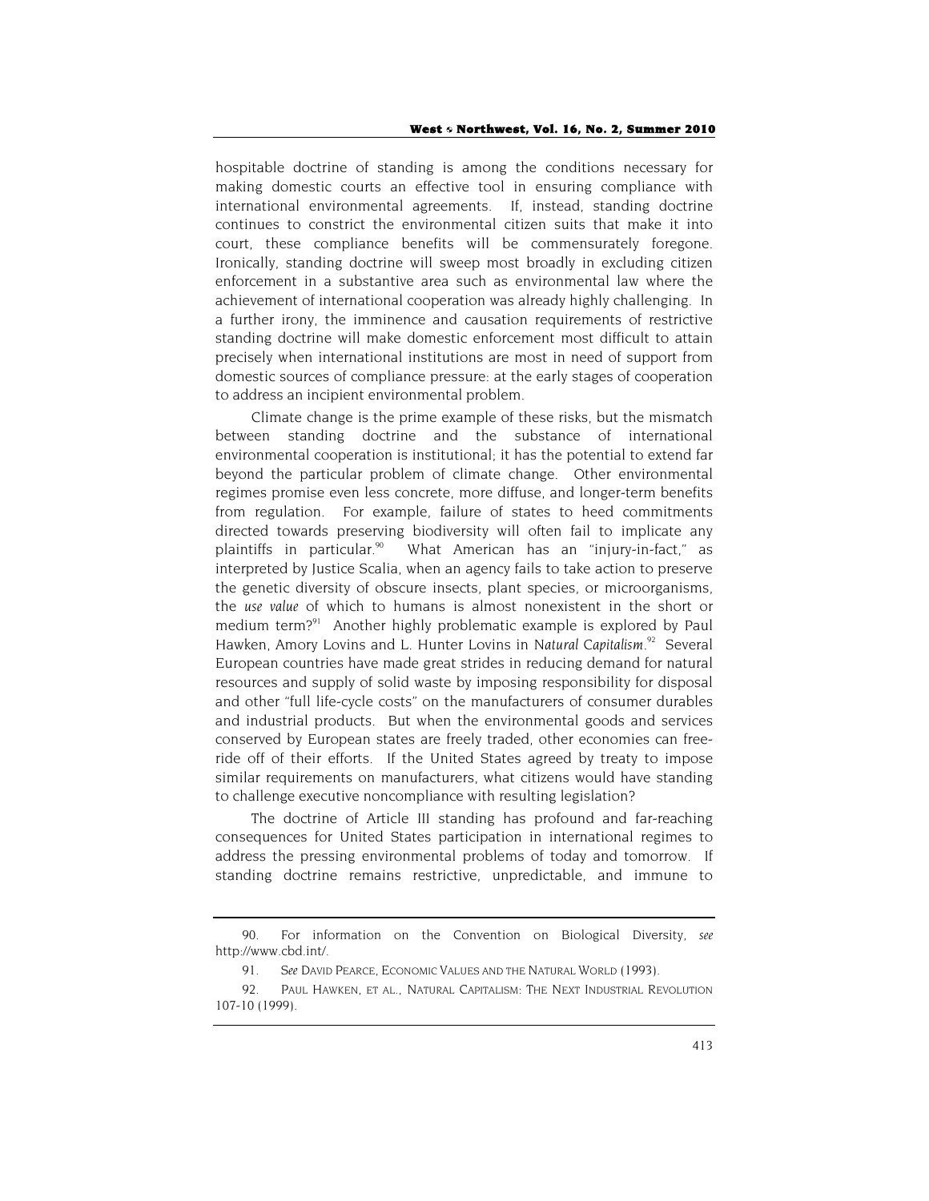hospitable doctrine of standing is among the conditions necessary for making domestic courts an effective tool in ensuring compliance with international environmental agreements. If, instead, standing doctrine continues to constrict the environmental citizen suits that make it into court, these compliance benefits will be commensurately foregone. Ironically, standing doctrine will sweep most broadly in excluding citizen enforcement in a substantive area such as environmental law where the achievement of international cooperation was already highly challenging. In a further irony, the imminence and causation requirements of restrictive standing doctrine will make domestic enforcement most difficult to attain precisely when international institutions are most in need of support from domestic sources of compliance pressure: at the early stages of cooperation to address an incipient environmental problem.

Climate change is the prime example of these risks, but the mismatch between standing doctrine and the substance of international environmental cooperation is institutional; it has the potential to extend far beyond the particular problem of climate change. Other environmental regimes promise even less concrete, more diffuse, and longer-term benefits from regulation. For example, failure of states to heed commitments directed towards preserving biodiversity will often fail to implicate any plaintiffs in particular.[90] What American has an "injury-in-fact," as interpreted by Justice Scalia, when an agency fails to take action to preserve the genetic diversity of obscure insects, plant species, or microorganisms, the *use value* of which to humans is almost nonexistent in the short or medium term?[91] Another highly problematic example is explored by Paul Hawken, Amory Lovins and L. Hunter Lovins in *Natural Capitalism*.[92] Several European countries have made great strides in reducing demand for natural resources and supply of solid waste by imposing responsibility for disposal and other "full life-cycle costs" on the manufacturers of consumer durables and industrial products. But when the environmental goods and services conserved by European states are freely traded, other economies can free-ride off of their efforts. If the United States agreed by treaty to impose similar requirements on manufacturers, what citizens would have standing to challenge executive noncompliance with resulting legislation?

The doctrine of Article III standing has profound and far-reaching consequences for United States participation in international regimes to address the pressing environmental problems of today and tomorrow. If standing doctrine remains restrictive, unpredictable, and immune to

---

90. For information on the Convention on Biological Diversity, *see* http://www.cbd.int/.

91. *See* DAVID PEARCE, ECONOMIC VALUES AND THE NATURAL WORLD (1993).

92. PAUL HAWKEN, ET AL., NATURAL CAPITALISM: THE NEXT INDUSTRIAL REVOLUTION 107-10 (1999).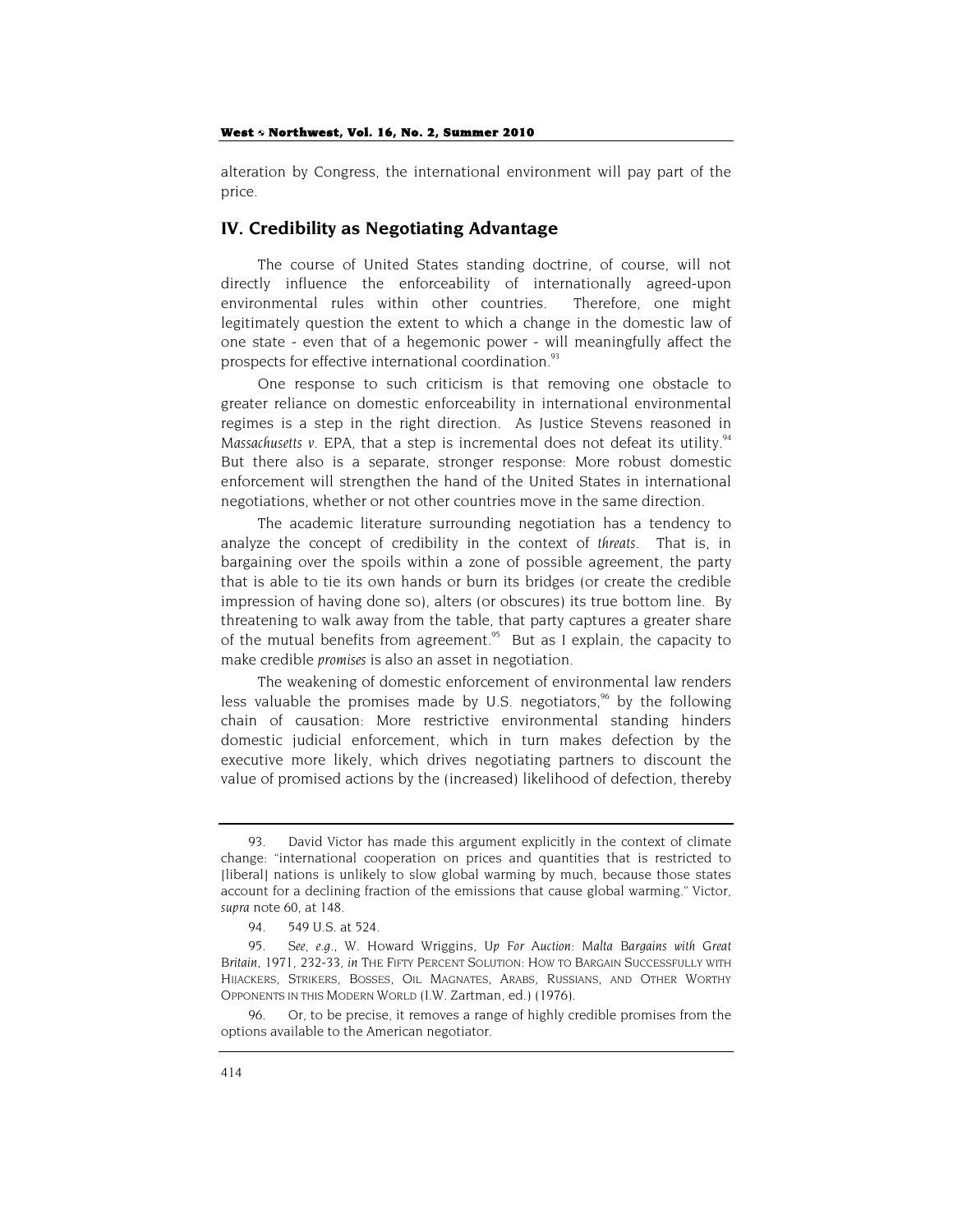alteration by Congress, the international environment will pay part of the price.

## IV. Credibility as Negotiating Advantage

The course of United States standing doctrine, of course, will not directly influence the enforceability of internationally agreed-upon environmental rules within other countries. Therefore, one might legitimately question the extent to which a change in the domestic law of one state - even that of a hegemonic power - will meaningfully affect the prospects for effective international coordination.[93]

One response to such criticism is that removing one obstacle to greater reliance on domestic enforceability in international environmental regimes is a step in the right direction. As Justice Stevens reasoned in *Massachusetts v. EPA*, that a step is incremental does not defeat its utility.[94] But there also is a separate, stronger response: More robust domestic enforcement will strengthen the hand of the United States in international negotiations, whether or not other countries move in the same direction.

The academic literature surrounding negotiation has a tendency to analyze the concept of credibility in the context of *threats*. That is, in bargaining over the spoils within a zone of possible agreement, the party that is able to tie its own hands or burn its bridges (or create the credible impression of having done so), alters (or obscures) its true bottom line. By threatening to walk away from the table, that party captures a greater share of the mutual benefits from agreement.[95] But as I explain, the capacity to make credible *promises* is also an asset in negotiation.

The weakening of domestic enforcement of environmental law renders less valuable the promises made by U.S. negotiators,[96] by the following chain of causation: More restrictive environmental standing hinders domestic judicial enforcement, which in turn makes defection by the executive more likely, which drives negotiating partners to discount the value of promised actions by the (increased) likelihood of defection, thereby

---

93. David Victor has made this argument explicitly in the context of climate change: "international cooperation on prices and quantities that is restricted to [liberal] nations is unlikely to slow global warming by much, because those states account for a declining fraction of the emissions that cause global warming." Victor, *supra* note 60, at 148.

94. 549 U.S. at 524.

95. *See, e.g.*, W. Howard Wriggins, *Up For Auction: Malta Bargains with Great Britain*, 1971, 232-33, *in* THE FIFTY PERCENT SOLUTION: HOW TO BARGAIN SUCCESSFULLY WITH HIJACKERS, STRIKERS, BOSSES, OIL MAGNATES, ARABS, RUSSIANS, AND OTHER WORTHY OPPONENTS IN THIS MODERN WORLD (I.W. Zartman, ed.) (1976).

96. Or, to be precise, it removes a range of highly credible promises from the options available to the American negotiator.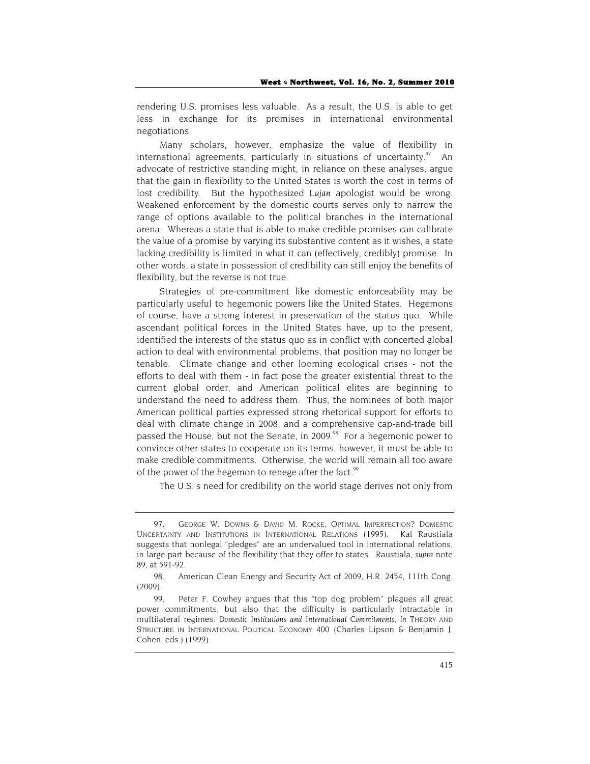rendering U.S. promises less valuable. As a result, the U.S. is able to get less in exchange for its promises in international environmental negotiations.

Many scholars, however, emphasize the value of flexibility in international agreements, particularly in situations of uncertainty.[97] An advocate of restrictive standing might, in reliance on these analyses, argue that the gain in flexibility to the United States is worth the cost in terms of lost credibility. But the hypothesized *Lujan* apologist would be wrong. Weakened enforcement by the domestic courts serves only to narrow the range of options available to the political branches in the international arena. Whereas a state that is able to make credible promises can calibrate the value of a promise by varying its substantive content as it wishes, a state lacking credibility is limited in what it can (effectively, credibly) promise. In other words, a state in possession of credibility can still enjoy the benefits of flexibility, but the reverse is not true.

Strategies of pre-commitment like domestic enforceability may be particularly useful to hegemonic powers like the United States. Hegemons of course, have a strong interest in preservation of the status quo. While ascendant political forces in the United States have, up to the present, identified the interests of the status quo as in conflict with concerted global action to deal with environmental problems, that position may no longer be tenable. Climate change and other looming ecological crises - not the efforts to deal with them - in fact pose the greater existential threat to the current global order, and American political elites are beginning to understand the need to address them. Thus, the nominees of both major American political parties expressed strong rhetorical support for efforts to deal with climate change in 2008, and a comprehensive cap-and-trade bill passed the House, but not the Senate, in 2009.[98] For a hegemonic power to convince other states to cooperate on its terms, however, it must be able to make credible commitments. Otherwise, the world will remain all too aware of the power of the hegemon to renege after the fact.[99]

The U.S.'s need for credibility on the world stage derives not only from

---

97. GEORGE W. DOWNS & DAVID M. ROCKE, OPTIMAL IMPERFECTION? DOMESTIC UNCERTAINTY AND INSTITUTIONS IN INTERNATIONAL RELATIONS (1995). Kal Raustiala suggests that nonlegal "pledges" are an undervalued tool in international relations, in large part because of the flexibility that they offer to states. Raustiala, *supra* note 89, at 591-92.

98. American Clean Energy and Security Act of 2009, H.R. 2454, 111th Cong. (2009).

99. Peter F. Cowhey argues that this "top dog problem" plagues all great power commitments, but also that the difficulty is particularly intractable in multilateral regimes. *Domestic Institutions and International Commitments*, *in* THEORY AND STRUCTURE IN INTERNATIONAL POLITICAL ECONOMY 400 (Charles Lipson & Benjamin J. Cohen, eds.) (1999).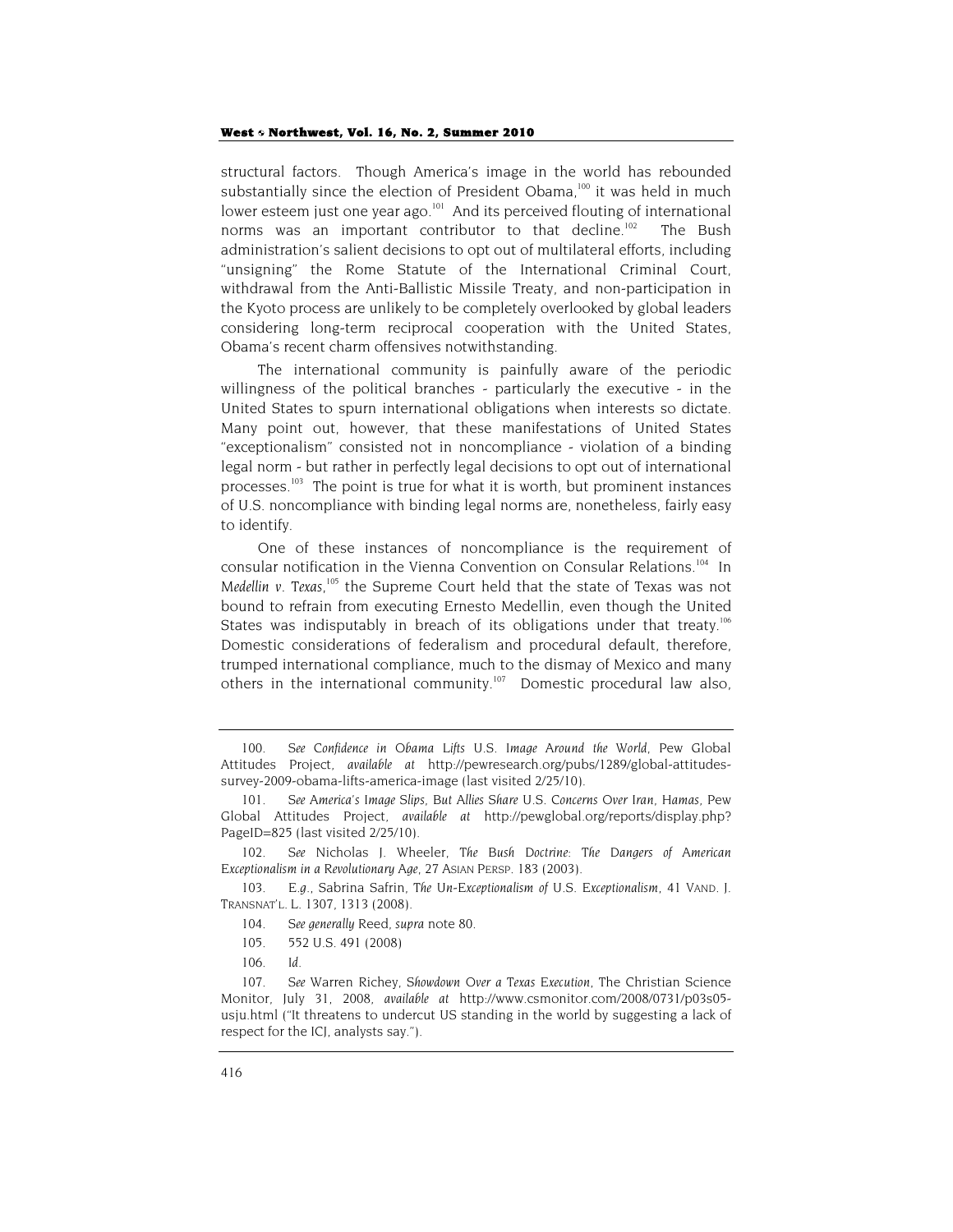structural factors. Though America's image in the world has rebounded substantially since the election of President Obama,[100] it was held in much lower esteem just one year ago.[101] And its perceived flouting of international norms was an important contributor to that decline.[102] The Bush administration's salient decisions to opt out of multilateral efforts, including "unsigning" the Rome Statute of the International Criminal Court, withdrawal from the Anti-Ballistic Missile Treaty, and non-participation in the Kyoto process are unlikely to be completely overlooked by global leaders considering long-term reciprocal cooperation with the United States, Obama's recent charm offensives notwithstanding.

The international community is painfully aware of the periodic willingness of the political branches - particularly the executive - in the United States to spurn international obligations when interests so dictate. Many point out, however, that these manifestations of United States "exceptionalism" consisted not in noncompliance - violation of a binding legal norm - but rather in perfectly legal decisions to opt out of international processes.[103] The point is true for what it is worth, but prominent instances of U.S. noncompliance with binding legal norms are, nonetheless, fairly easy to identify.

One of these instances of noncompliance is the requirement of consular notification in the Vienna Convention on Consular Relations.[104] In *Medellin v. Texas*,[105] the Supreme Court held that the state of Texas was not bound to refrain from executing Ernesto Medellin, even though the United States was indisputably in breach of its obligations under that treaty.[106] Domestic considerations of federalism and procedural default, therefore, trumped international compliance, much to the dismay of Mexico and many others in the international community.[107] Domestic procedural law also,

---

100. *See Confidence in Obama Lifts U.S. Image Around the World*, Pew Global Attitudes Project, *available at* http://pewresearch.org/pubs/1289/global-attitudes-survey-2009-obama-lifts-america-image (last visited 2/25/10).

101. *See America's Image Slips, But Allies Share U.S. Concerns Over Iran, Hamas*, Pew Global Attitudes Project, *available at* http://pewglobal.org/reports/display.php?PageID=825 (last visited 2/25/10).

102. *See* Nicholas J. Wheeler, *The Bush Doctrine: The Dangers of American Exceptionalism in a Revolutionary Age*, 27 ASIAN PERSP. 183 (2003).

103. *E.g.*, Sabrina Safrin, *The Un-Exceptionalism of U.S. Exceptionalism*, 41 VAND. J. TRANSNAT'L. L. 1307, 1313 (2008).

104. *See generally* Reed, *supra* note 80.

105. 552 U.S. 491 (2008)

106. *Id.*

107. *See* Warren Richey, *Showdown Over a Texas Execution*, The Christian Science Monitor, July 31, 2008, *available at* http://www.csmonitor.com/2008/0731/p03s05-usju.html ("It threatens to undercut US standing in the world by suggesting a lack of respect for the ICJ, analysts say.").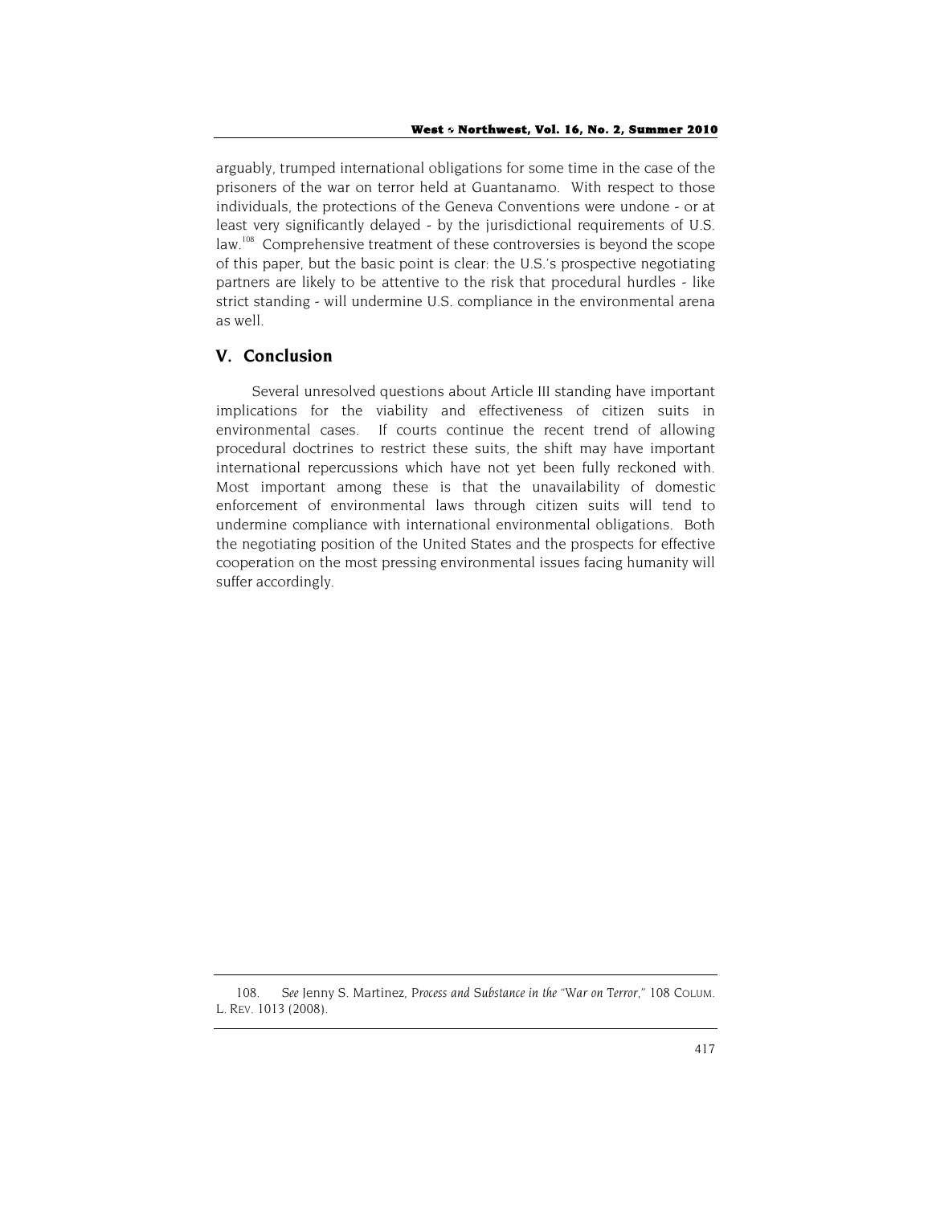arguably, trumped international obligations for some time in the case of the prisoners of the war on terror held at Guantanamo. With respect to those individuals, the protections of the Geneva Conventions were undone - or at least very significantly delayed - by the jurisdictional requirements of U.S. law.[108] Comprehensive treatment of these controversies is beyond the scope of this paper, but the basic point is clear: the U.S.'s prospective negotiating partners are likely to be attentive to the risk that procedural hurdles - like strict standing - will undermine U.S. compliance in the environmental arena as well.

## V. Conclusion

Several unresolved questions about Article III standing have important implications for the viability and effectiveness of citizen suits in environmental cases. If courts continue the recent trend of allowing procedural doctrines to restrict these suits, the shift may have important international repercussions which have not yet been fully reckoned with. Most important among these is that the unavailability of domestic enforcement of environmental laws through citizen suits will tend to undermine compliance with international environmental obligations. Both the negotiating position of the United States and the prospects for effective cooperation on the most pressing environmental issues facing humanity will suffer accordingly.

---

108. *See* Jenny S. Martinez, *Process and Substance in the "War on Terror,"* 108 COLUM. L. REV. 1013 (2008).